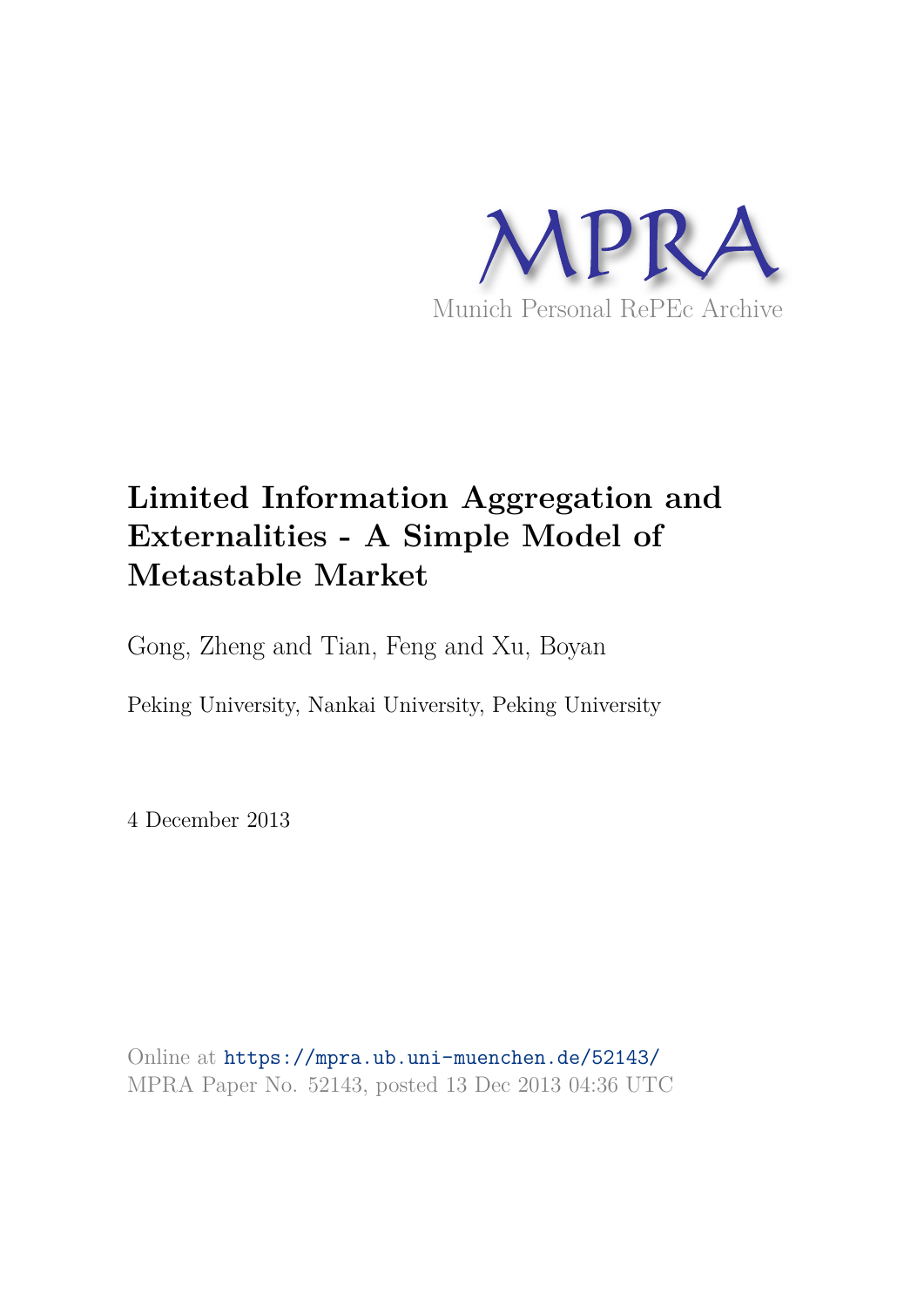MPRA

Munich Personal RePEc Archive

# Limited Information Aggregation and Externalities - A Simple Model of Metastable Market

Gong, Zheng and Tian, Feng and Xu, Boyan

Peking University, Nankai University, Peking University

4 December 2013

Online at https://mpra.ub.uni-muenchen.de/52143/
MPRA Paper No. 52143, posted 13 Dec 2013 04:36 UTC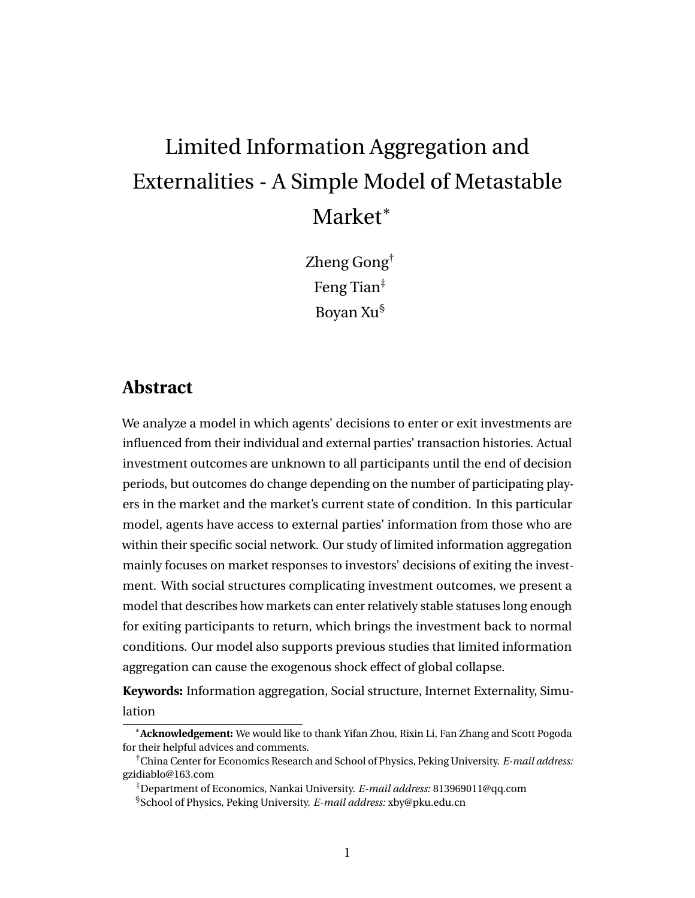# Limited Information Aggregation and Externalities - A Simple Model of Metastable Market*

Zheng Gong†

Feng Tian‡

Boyan Xu§

## Abstract

We analyze a model in which agents' decisions to enter or exit investments are influenced from their individual and external parties' transaction histories. Actual investment outcomes are unknown to all participants until the end of decision periods, but outcomes do change depending on the number of participating players in the market and the market's current state of condition. In this particular model, agents have access to external parties' information from those who are within their specific social network. Our study of limited information aggregation mainly focuses on market responses to investors' decisions of exiting the investment. With social structures complicating investment outcomes, we present a model that describes how markets can enter relatively stable statuses long enough for exiting participants to return, which brings the investment back to normal conditions. Our model also supports previous studies that limited information aggregation can cause the exogenous shock effect of global collapse.

**Keywords:** Information aggregation, Social structure, Internet Externality, Simulation

---

*Acknowledgement: We would like to thank Yifan Zhou, Rixin Li, Fan Zhang and Scott Pogoda for their helpful advices and comments.

†China Center for Economics Research and School of Physics, Peking University. *E-mail address:* gzidiablo@163.com

‡Department of Economics, Nankai University. *E-mail address:* 813969011@qq.com

§School of Physics, Peking University. *E-mail address:* xby@pku.edu.cn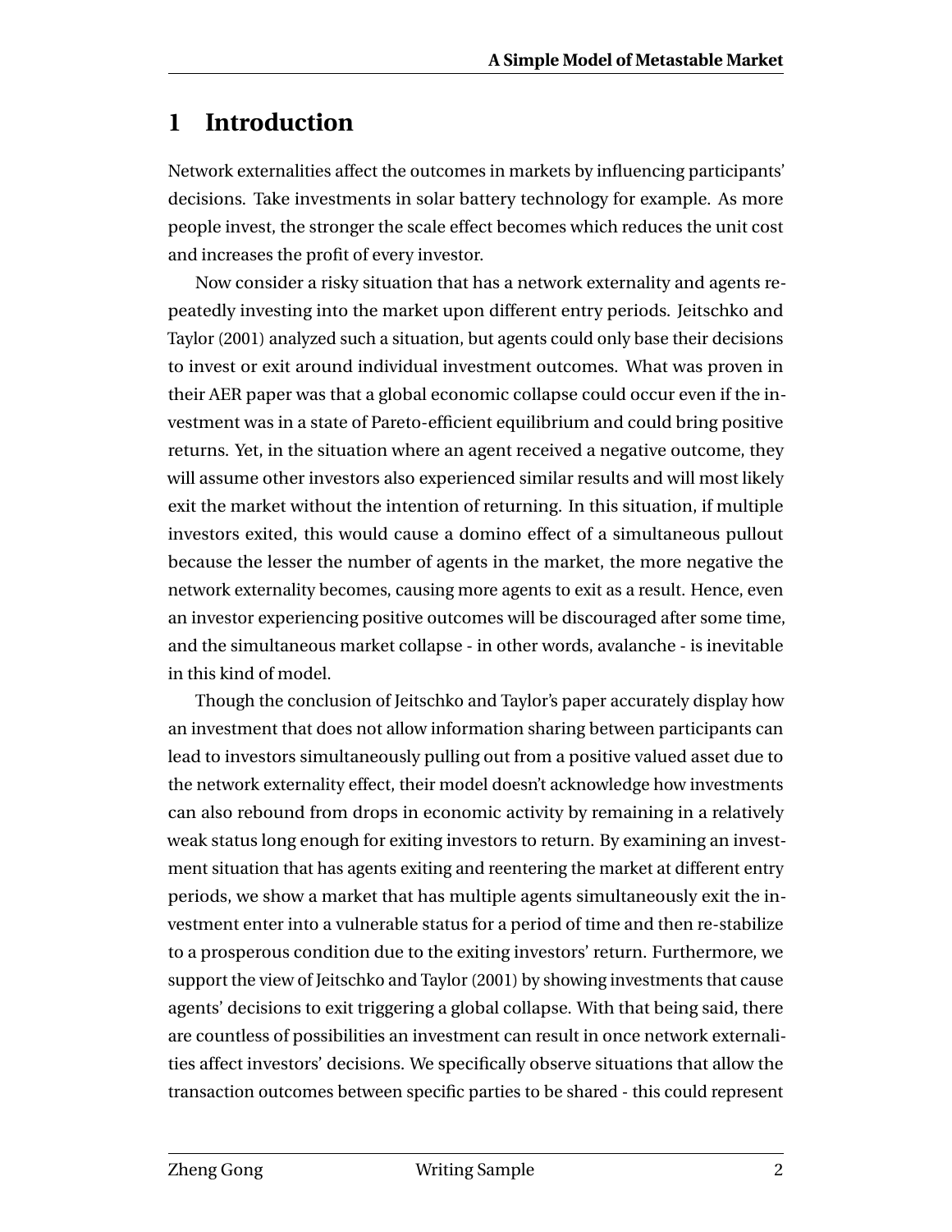# 1 Introduction

Network externalities affect the outcomes in markets by influencing participants' decisions. Take investments in solar battery technology for example. As more people invest, the stronger the scale effect becomes which reduces the unit cost and increases the profit of every investor.

Now consider a risky situation that has a network externality and agents repeatedly investing into the market upon different entry periods. Jeitschko and Taylor (2001) analyzed such a situation, but agents could only base their decisions to invest or exit around individual investment outcomes. What was proven in their AER paper was that a global economic collapse could occur even if the investment was in a state of Pareto-efficient equilibrium and could bring positive returns. Yet, in the situation where an agent received a negative outcome, they will assume other investors also experienced similar results and will most likely exit the market without the intention of returning. In this situation, if multiple investors exited, this would cause a domino effect of a simultaneous pullout because the lesser the number of agents in the market, the more negative the network externality becomes, causing more agents to exit as a result. Hence, even an investor experiencing positive outcomes will be discouraged after some time, and the simultaneous market collapse - in other words, avalanche - is inevitable in this kind of model.

Though the conclusion of Jeitschko and Taylor's paper accurately display how an investment that does not allow information sharing between participants can lead to investors simultaneously pulling out from a positive valued asset due to the network externality effect, their model doesn't acknowledge how investments can also rebound from drops in economic activity by remaining in a relatively weak status long enough for exiting investors to return. By examining an investment situation that has agents exiting and reentering the market at different entry periods, we show a market that has multiple agents simultaneously exit the investment enter into a vulnerable status for a period of time and then re-stabilize to a prosperous condition due to the exiting investors' return. Furthermore, we support the view of Jeitschko and Taylor (2001) by showing investments that cause agents' decisions to exit triggering a global collapse. With that being said, there are countless of possibilities an investment can result in once network externalities affect investors' decisions. We specifically observe situations that allow the transaction outcomes between specific parties to be shared - this could represent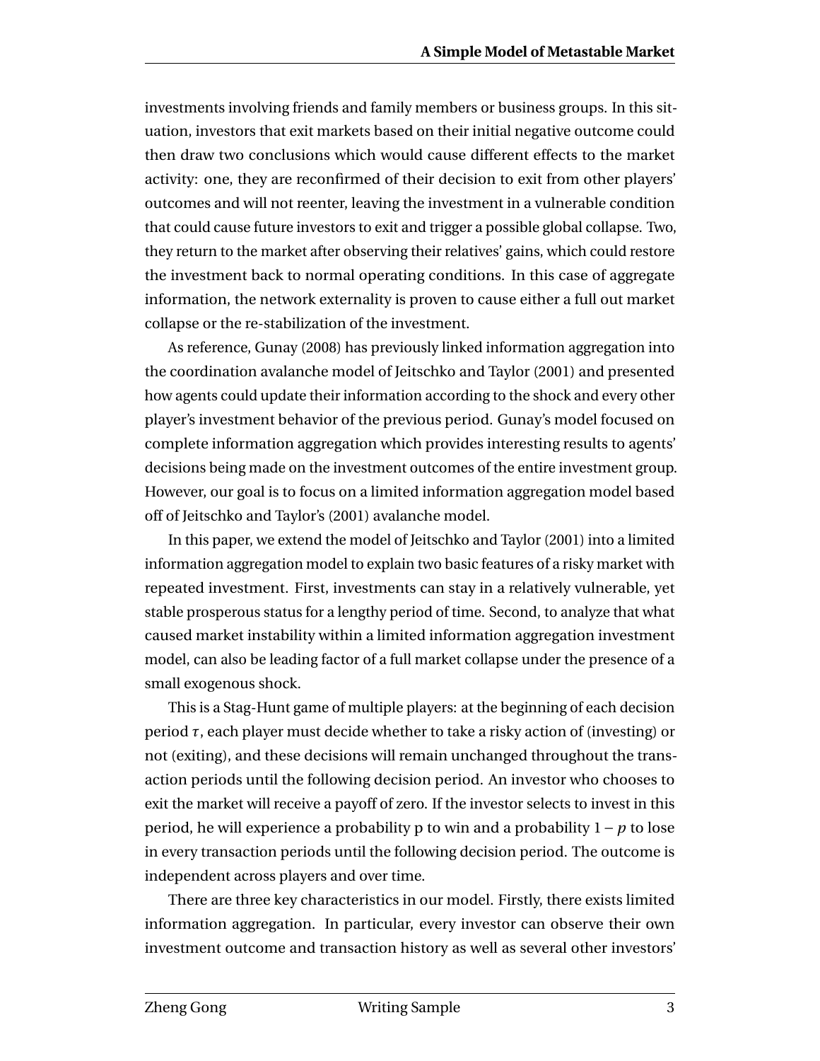investments involving friends and family members or business groups. In this situation, investors that exit markets based on their initial negative outcome could then draw two conclusions which would cause different effects to the market activity: one, they are reconfirmed of their decision to exit from other players' outcomes and will not reenter, leaving the investment in a vulnerable condition that could cause future investors to exit and trigger a possible global collapse. Two, they return to the market after observing their relatives' gains, which could restore the investment back to normal operating conditions. In this case of aggregate information, the network externality is proven to cause either a full out market collapse or the re-stabilization of the investment.

As reference, Gunay (2008) has previously linked information aggregation into the coordination avalanche model of Jeitschko and Taylor (2001) and presented how agents could update their information according to the shock and every other player's investment behavior of the previous period. Gunay's model focused on complete information aggregation which provides interesting results to agents' decisions being made on the investment outcomes of the entire investment group. However, our goal is to focus on a limited information aggregation model based off of Jeitschko and Taylor's (2001) avalanche model.

In this paper, we extend the model of Jeitschko and Taylor (2001) into a limited information aggregation model to explain two basic features of a risky market with repeated investment. First, investments can stay in a relatively vulnerable, yet stable prosperous status for a lengthy period of time. Second, to analyze that what caused market instability within a limited information aggregation investment model, can also be leading factor of a full market collapse under the presence of a small exogenous shock.

This is a Stag-Hunt game of multiple players: at the beginning of each decision period $\tau$, each player must decide whether to take a risky action of (investing) or not (exiting), and these decisions will remain unchanged throughout the transaction periods until the following decision period. An investor who chooses to exit the market will receive a payoff of zero. If the investor selects to invest in this period, he will experience a probability p to win and a probability $1-p$ to lose in every transaction periods until the following decision period. The outcome is independent across players and over time.

There are three key characteristics in our model. Firstly, there exists limited information aggregation. In particular, every investor can observe their own investment outcome and transaction history as well as several other investors'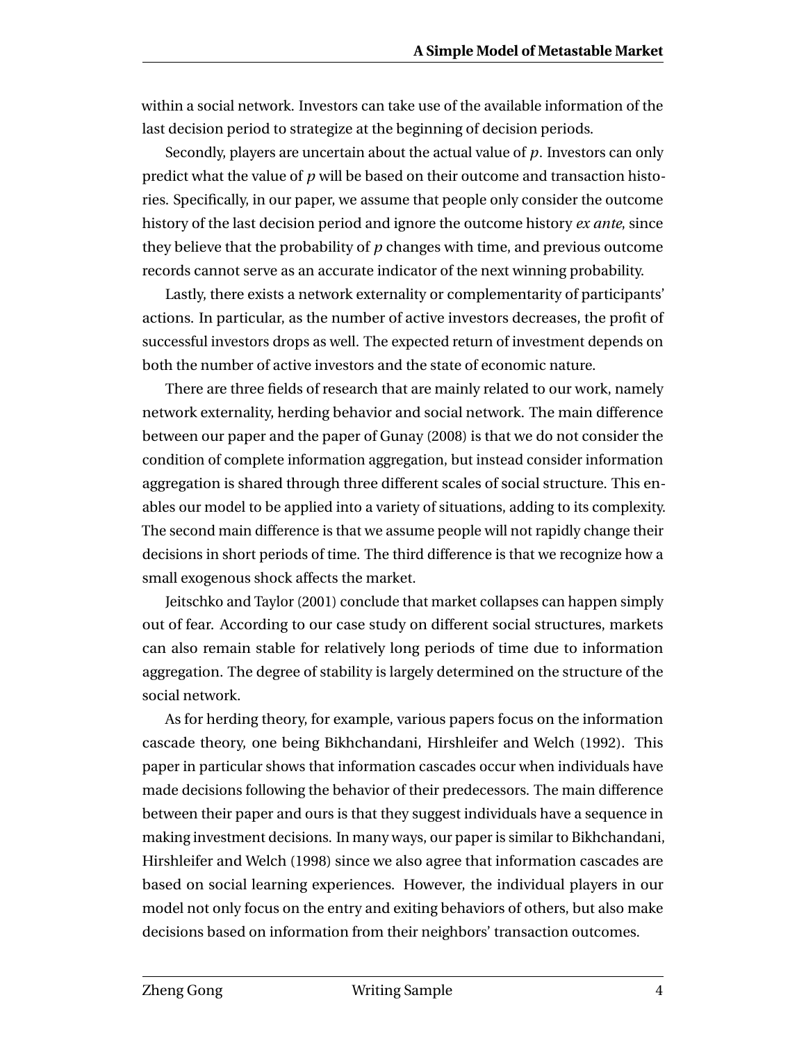within a social network. Investors can take use of the available information of the last decision period to strategize at the beginning of decision periods.

Secondly, players are uncertain about the actual value of $p$. Investors can only predict what the value of $p$ will be based on their outcome and transaction histories. Specifically, in our paper, we assume that people only consider the outcome history of the last decision period and ignore the outcome history *ex ante*, since they believe that the probability of $p$ changes with time, and previous outcome records cannot serve as an accurate indicator of the next winning probability.

Lastly, there exists a network externality or complementarity of participants' actions. In particular, as the number of active investors decreases, the profit of successful investors drops as well. The expected return of investment depends on both the number of active investors and the state of economic nature.

There are three fields of research that are mainly related to our work, namely network externality, herding behavior and social network. The main difference between our paper and the paper of Gunay (2008) is that we do not consider the condition of complete information aggregation, but instead consider information aggregation is shared through three different scales of social structure. This enables our model to be applied into a variety of situations, adding to its complexity. The second main difference is that we assume people will not rapidly change their decisions in short periods of time. The third difference is that we recognize how a small exogenous shock affects the market.

Jeitschko and Taylor (2001) conclude that market collapses can happen simply out of fear. According to our case study on different social structures, markets can also remain stable for relatively long periods of time due to information aggregation. The degree of stability is largely determined on the structure of the social network.

As for herding theory, for example, various papers focus on the information cascade theory, one being Bikhchandani, Hirshleifer and Welch (1992). This paper in particular shows that information cascades occur when individuals have made decisions following the behavior of their predecessors. The main difference between their paper and ours is that they suggest individuals have a sequence in making investment decisions. In many ways, our paper is similar to Bikhchandani, Hirshleifer and Welch (1998) since we also agree that information cascades are based on social learning experiences. However, the individual players in our model not only focus on the entry and exiting behaviors of others, but also make decisions based on information from their neighbors' transaction outcomes.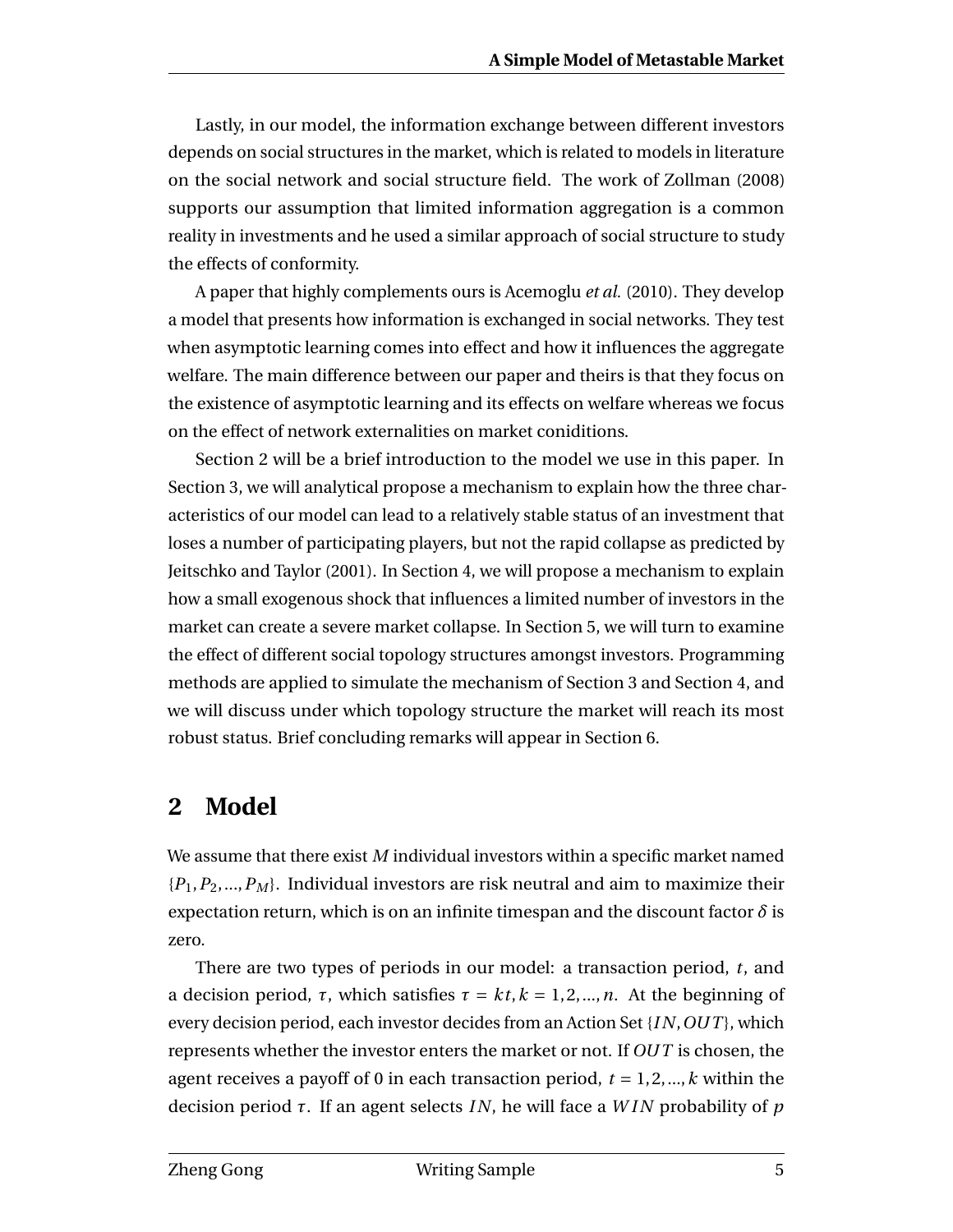Lastly, in our model, the information exchange between different investors depends on social structures in the market, which is related to models in literature on the social network and social structure field. The work of Zollman (2008) supports our assumption that limited information aggregation is a common reality in investments and he used a similar approach of social structure to study the effects of conformity.

A paper that highly complements ours is Acemoglu *et al.* (2010). They develop a model that presents how information is exchanged in social networks. They test when asymptotic learning comes into effect and how it influences the aggregate welfare. The main difference between our paper and theirs is that they focus on the existence of asymptotic learning and its effects on welfare whereas we focus on the effect of network externalities on market coniditions.

Section 2 will be a brief introduction to the model we use in this paper. In Section 3, we will analytical propose a mechanism to explain how the three characteristics of our model can lead to a relatively stable status of an investment that loses a number of participating players, but not the rapid collapse as predicted by Jeitschko and Taylor (2001). In Section 4, we will propose a mechanism to explain how a small exogenous shock that influences a limited number of investors in the market can create a severe market collapse. In Section 5, we will turn to examine the effect of different social topology structures amongst investors. Programming methods are applied to simulate the mechanism of Section 3 and Section 4, and we will discuss under which topology structure the market will reach its most robust status. Brief concluding remarks will appear in Section 6.

## 2 Model

We assume that there exist $M$ individual investors within a specific market named $\{P_1, P_2, ..., P_M\}$. Individual investors are risk neutral and aim to maximize their expectation return, which is on an infinite timespan and the discount factor $\delta$ is zero.

There are two types of periods in our model: a transaction period, $t$, and a decision period, $\tau$, which satisfies $\tau = kt, k = 1, 2, ..., n$. At the beginning of every decision period, each investor decides from an Action Set $\{IN, OUT\}$, which represents whether the investor enters the market or not. If $OUT$ is chosen, the agent receives a payoff of 0 in each transaction period, $t = 1, 2, ..., k$ within the decision period $\tau$. If an agent selects $IN$, he will face a $WIN$ probability of $p$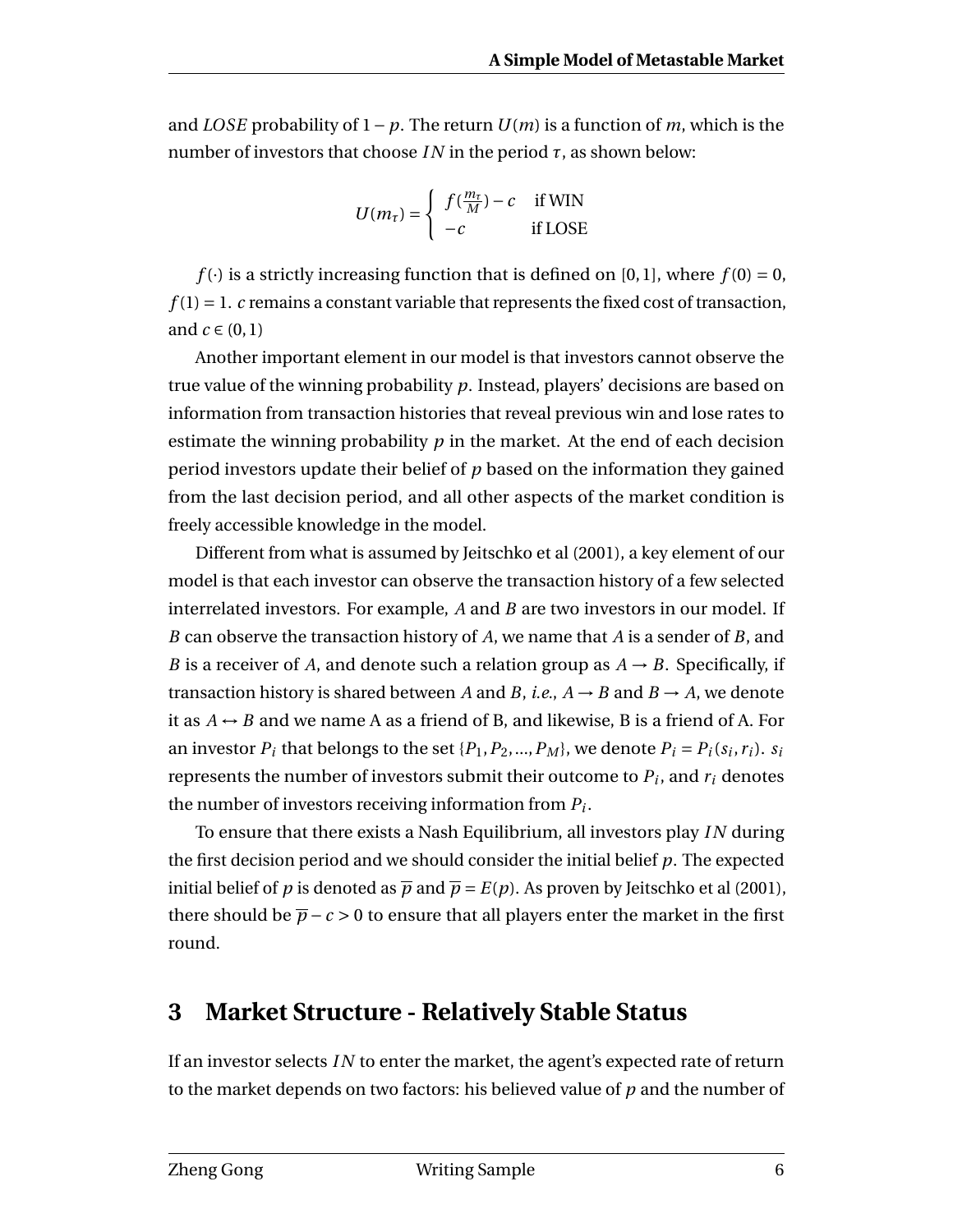and *LOSE* probability of $1-p$. The return $U(m)$ is a function of $m$, which is the number of investors that choose $IN$ in the period $\tau$, as shown below:

$$U(m_\tau) = \begin{cases} f(\frac{m_\tau}{M}) - c & \text{if WIN} \\ -c & \text{if LOSE} \end{cases}$$

$f(\cdot)$ is a strictly increasing function that is defined on $[0,1]$, where $f(0) = 0$, $f(1) = 1$. $c$ remains a constant variable that represents the fixed cost of transaction, and $c \in (0,1)$

Another important element in our model is that investors cannot observe the true value of the winning probability $p$. Instead, players' decisions are based on information from transaction histories that reveal previous win and lose rates to estimate the winning probability $p$ in the market. At the end of each decision period investors update their belief of $p$ based on the information they gained from the last decision period, and all other aspects of the market condition is freely accessible knowledge in the model.

Different from what is assumed by Jeitschko et al (2001), a key element of our model is that each investor can observe the transaction history of a few selected interrelated investors. For example, $A$ and $B$ are two investors in our model. If $B$ can observe the transaction history of $A$, we name that $A$ is a sender of $B$, and $B$ is a receiver of $A$, and denote such a relation group as $A \to B$. Specifically, if transaction history is shared between $A$ and $B$, *i.e.*, $A \to B$ and $B \to A$, we denote it as $A \leftrightarrow B$ and we name A as a friend of B, and likewise, B is a friend of A. For an investor $P_i$ that belongs to the set $\{P_1, P_2, ..., P_M\}$, we denote $P_i = P_i(s_i, r_i)$. $s_i$ represents the number of investors submit their outcome to $P_i$, and $r_i$ denotes the number of investors receiving information from $P_i$.

To ensure that there exists a Nash Equilibrium, all investors play $IN$ during the first decision period and we should consider the initial belief $p$. The expected initial belief of $p$ is denoted as $\overline{p}$ and $\overline{p} = E(p)$. As proven by Jeitschko et al (2001), there should be $\overline{p} - c > 0$ to ensure that all players enter the market in the first round.

## 3 Market Structure - Relatively Stable Status

If an investor selects $IN$ to enter the market, the agent's expected rate of return to the market depends on two factors: his believed value of $p$ and the number of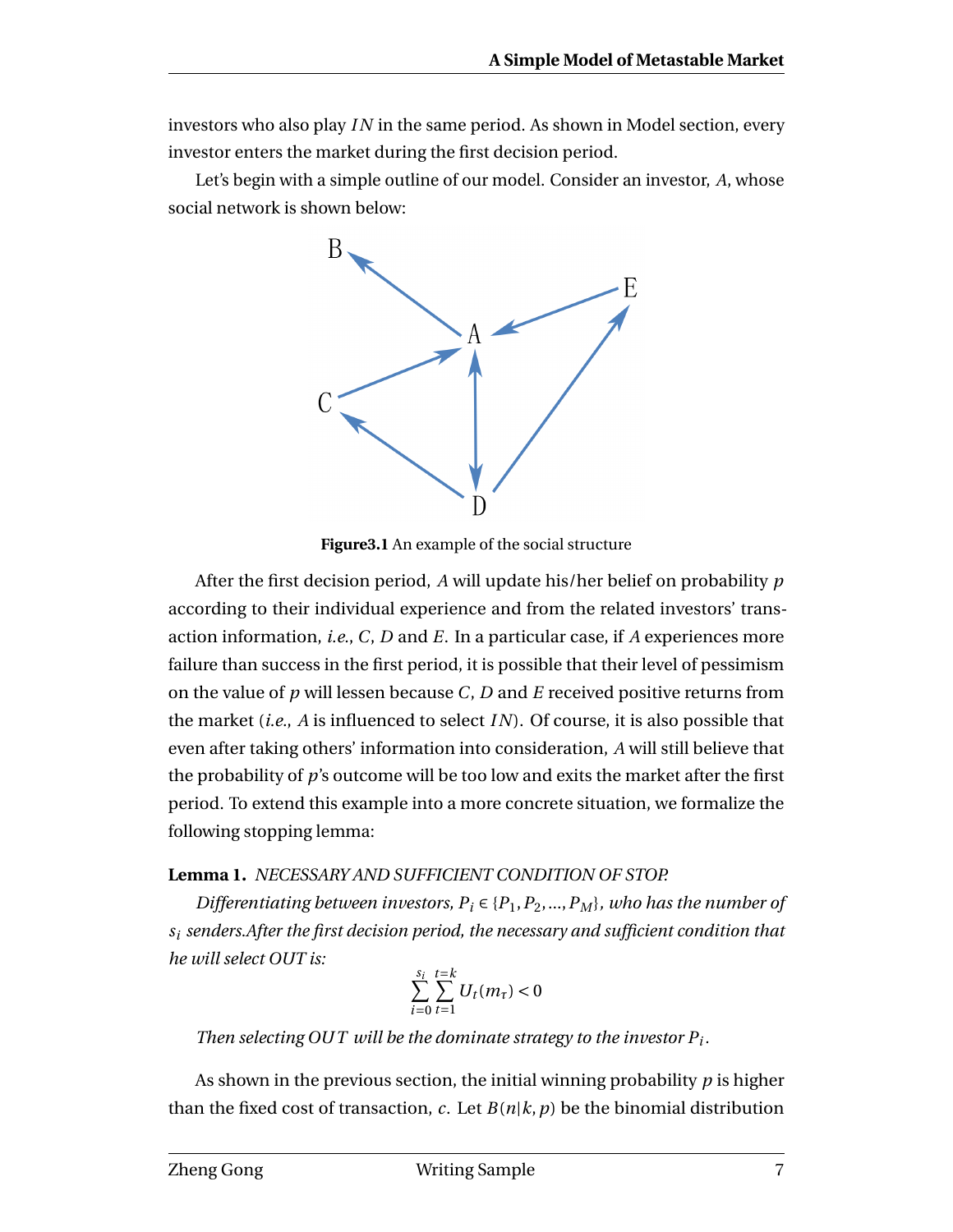investors who also play $IN$ in the same period. As shown in Model section, every investor enters the market during the first decision period.

Let's begin with a simple outline of our model. Consider an investor, $A$, whose social network is shown below:

**Figure3.1** An example of the social structure

After the first decision period, $A$ will update his/her belief on probability $p$ according to their individual experience and from the related investors' transaction information, *i.e.*, $C$, $D$ and $E$. In a particular case, if $A$ experiences more failure than success in the first period, it is possible that their level of pessimism on the value of $p$ will lessen because $C$, $D$ and $E$ received positive returns from the market (*i.e.*, $A$ is influenced to select $IN$). Of course, it is also possible that even after taking others' information into consideration, $A$ will still believe that the probability of $p$'s outcome will be too low and exits the market after the first period. To extend this example into a more concrete situation, we formalize the following stopping lemma:

**Lemma 1.** *NECESSARY AND SUFFICIENT CONDITION OF STOP.*

*Differentiating between investors, $P_i \in \{P_1, P_2, ..., P_M\}$, who has the number of $s_i$ senders.After the first decision period, the necessary and sufficient condition that he will select OUT is:*

$$\sum_{i=0}^{s_i} \sum_{t=1}^{t=k} U_t(m_\tau) < 0$$

*Then selecting $OUT$ will be the dominate strategy to the investor $P_i$.*

As shown in the previous section, the initial winning probability $p$ is higher than the fixed cost of transaction, $c$. Let $B(n|k, p)$ be the binomial distribution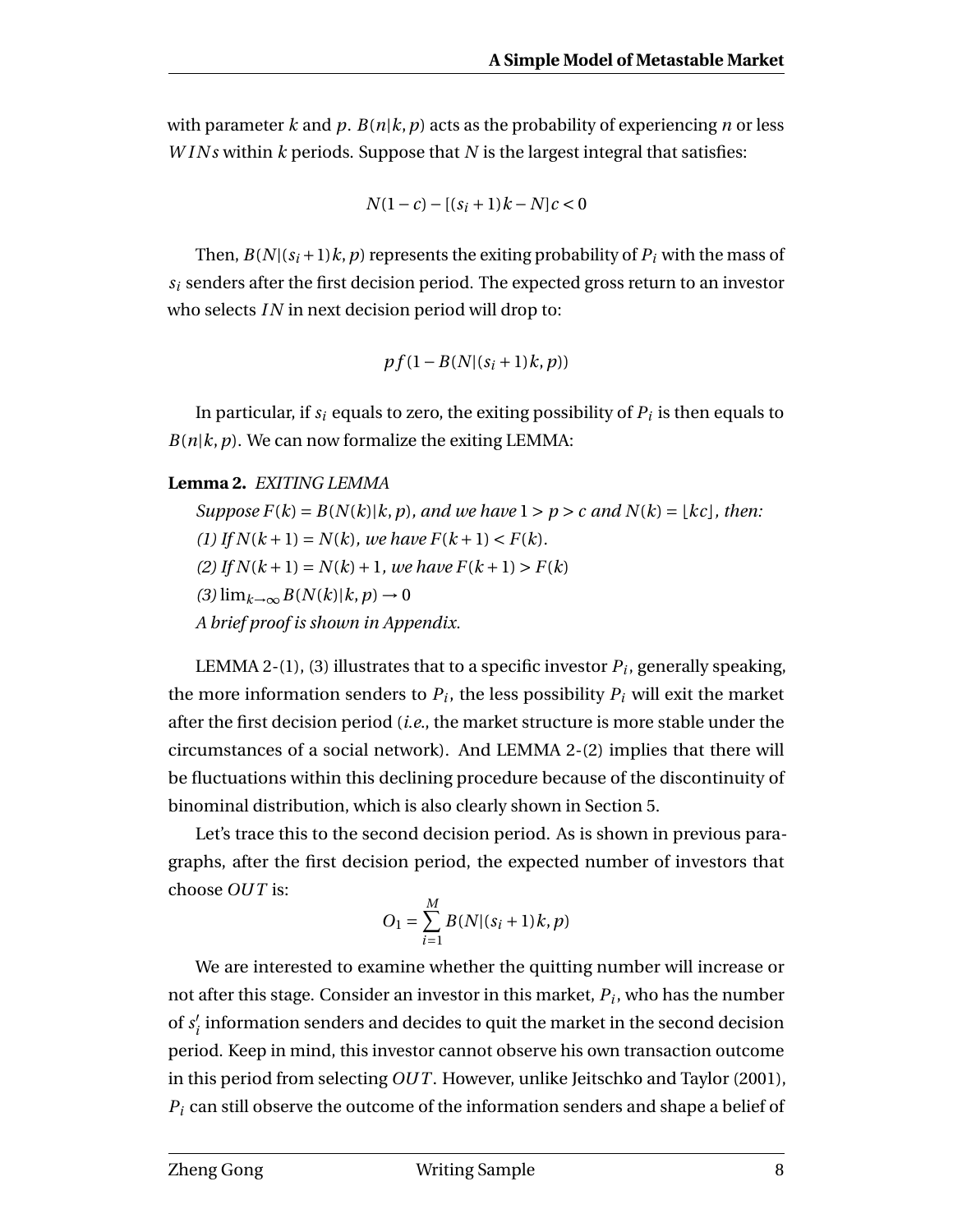with parameter $k$ and $p$. $B(n|k,p)$ acts as the probability of experiencing $n$ or less $WINs$ within $k$ periods. Suppose that $N$ is the largest integral that satisfies:

$$N(1-c) - [(s_i+1)k - N]c < 0$$

Then, $B(N|(s_i+1)k, p)$ represents the exiting probability of $P_i$ with the mass of $s_i$ senders after the first decision period. The expected gross return to an investor who selects $IN$ in next decision period will drop to:

$$pf(1 - B(N|(s_i+1)k, p))$$

In particular, if $s_i$ equals to zero, the exiting possibility of $P_i$ is then equals to $B(n|k,p)$. We can now formalize the exiting LEMMA:

**Lemma 2.** *EXITING LEMMA*

*Suppose $F(k) = B(N(k)|k,p)$, and we have $1 > p > c$ and $N(k) = \lfloor kc \rfloor$, then:*

*(1) If $N(k+1) = N(k)$, we have $F(k+1) < F(k)$.*

*(2) If $N(k+1) = N(k)+1$, we have $F(k+1) > F(k)$*

*(3) $\lim_{k\to\infty} B(N(k)|k,p) \to 0$*

*A brief proof is shown in Appendix.*

LEMMA 2-(1), (3) illustrates that to a specific investor $P_i$, generally speaking, the more information senders to $P_i$, the less possibility $P_i$ will exit the market after the first decision period (*i.e.*, the market structure is more stable under the circumstances of a social network). And LEMMA 2-(2) implies that there will be fluctuations within this declining procedure because of the discontinuity of binominal distribution, which is also clearly shown in Section 5.

Let's trace this to the second decision period. As is shown in previous paragraphs, after the first decision period, the expected number of investors that choose $OUT$ is:

$$O_1 = \sum_{i=1}^{M} B(N|(s_i+1)k, p)$$

We are interested to examine whether the quitting number will increase or not after this stage. Consider an investor in this market, $P_i$, who has the number of $s_i'$ information senders and decides to quit the market in the second decision period. Keep in mind, this investor cannot observe his own transaction outcome in this period from selecting $OUT$. However, unlike Jeitschko and Taylor (2001), $P_i$ can still observe the outcome of the information senders and shape a belief of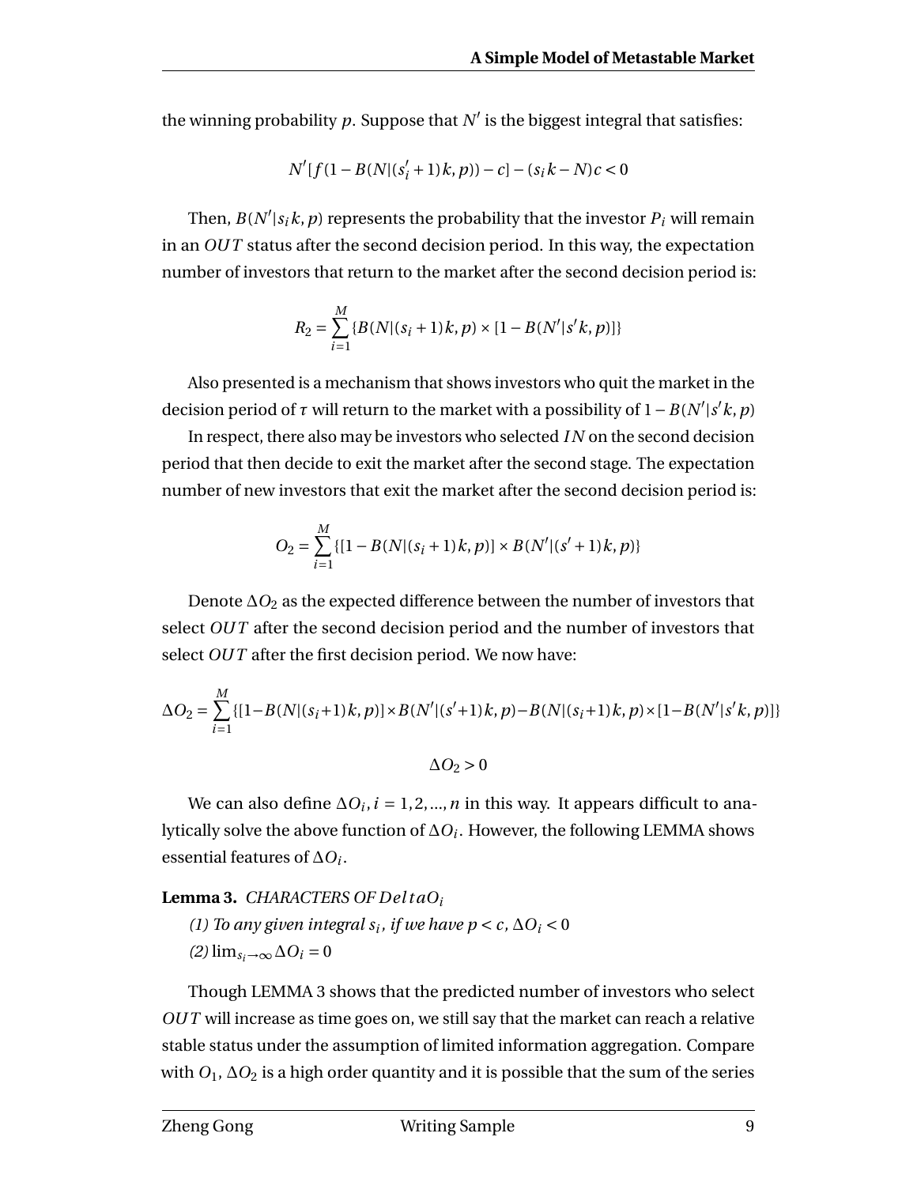the winning probability $p$. Suppose that $N'$ is the biggest integral that satisfies:

$$N'[f(1-B(N|(s_i'+1)k,p))-c]-(s_ik-N)c<0$$

Then, $B(N'|s_ik,p)$ represents the probability that the investor $P_i$ will remain in an $OUT$ status after the second decision period. In this way, the expectation number of investors that return to the market after the second decision period is:

$$R_2=\sum_{i=1}^{M}\{B(N|(s_i+1)k,p)\times[1-B(N'|s'k,p)]\}$$

Also presented is a mechanism that shows investors who quit the market in the decision period of $\tau$ will return to the market with a possibility of $1-B(N'|s'k,p)$

In respect, there also may be investors who selected $IN$ on the second decision period that then decide to exit the market after the second stage. The expectation number of new investors that exit the market after the second decision period is:

$$O_2=\sum_{i=1}^{M}\{[1-B(N|(s_i+1)k,p)]\times B(N'|(s'+1)k,p)\}$$

Denote $\Delta O_2$ as the expected difference between the number of investors that select $OUT$ after the second decision period and the number of investors that select $OUT$ after the first decision period. We now have:

$$\Delta O_2=\sum_{i=1}^{M}\{[1-B(N|(s_i+1)k,p)]\times B(N'|(s'+1)k,p)-B(N|(s_i+1)k,p)\times[1-B(N'|s'k,p)]\}$$

$$\Delta O_2>0$$

We can also define $\Delta O_i, i=1,2,...,n$ in this way. It appears difficult to analytically solve the above function of $\Delta O_i$. However, the following LEMMA shows essential features of $\Delta O_i$.

**Lemma 3.** *CHARACTERS OF $DeltaO_i$*

*(1) To any given integral $s_i$, if we have $p<c$, $\Delta O_i<0$*

*(2)* $\lim_{s_i\to\infty}\Delta O_i=0$

Though LEMMA 3 shows that the predicted number of investors who select $OUT$ will increase as time goes on, we still say that the market can reach a relative stable status under the assumption of limited information aggregation. Compare with $O_1$, $\Delta O_2$ is a high order quantity and it is possible that the sum of the series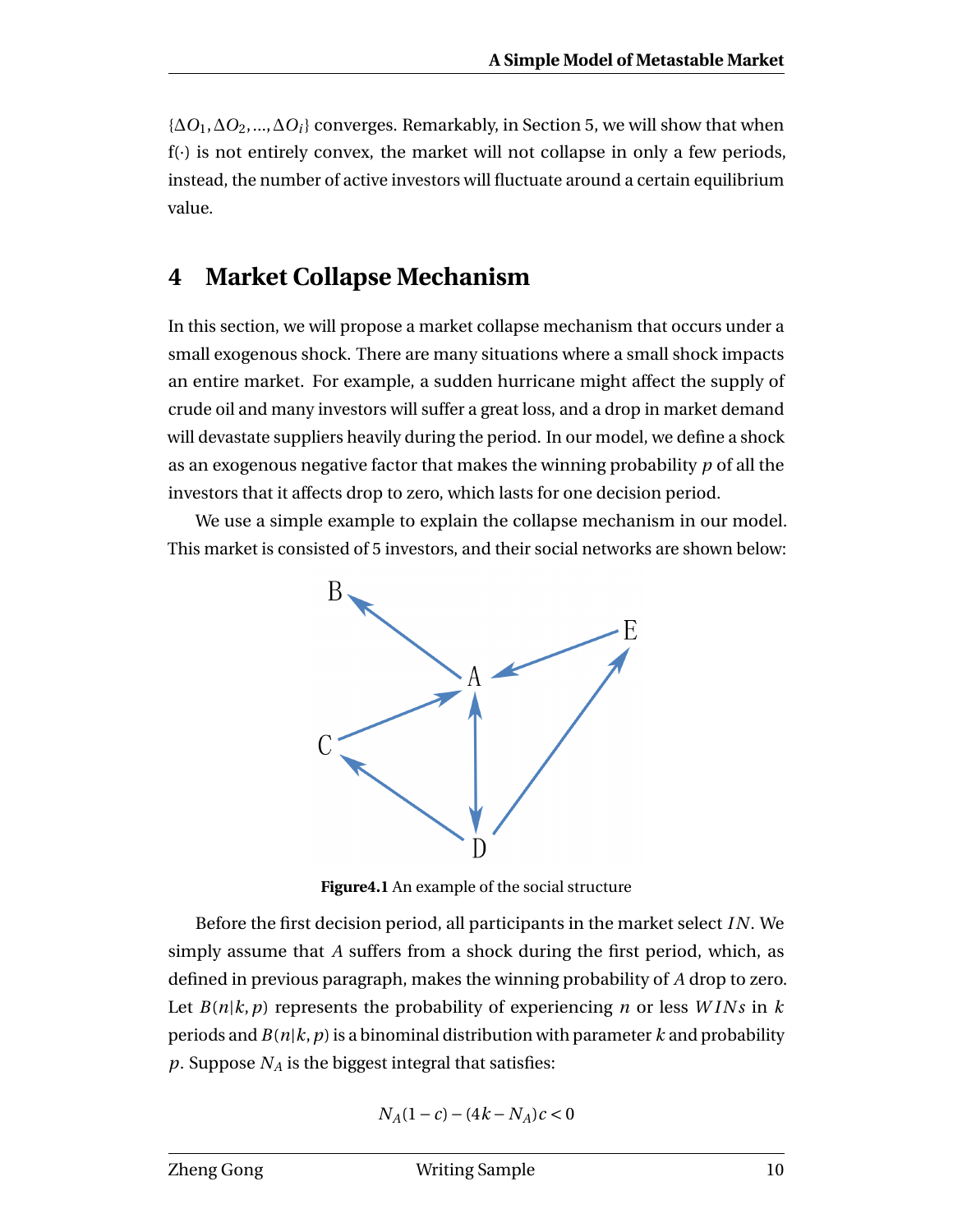$\{\Delta O_1, \Delta O_2, ..., \Delta O_i\}$ converges. Remarkably, in Section 5, we will show that when f(·) is not entirely convex, the market will not collapse in only a few periods, instead, the number of active investors will fluctuate around a certain equilibrium value.

# 4 Market Collapse Mechanism

In this section, we will propose a market collapse mechanism that occurs under a small exogenous shock. There are many situations where a small shock impacts an entire market. For example, a sudden hurricane might affect the supply of crude oil and many investors will suffer a great loss, and a drop in market demand will devastate suppliers heavily during the period. In our model, we define a shock as an exogenous negative factor that makes the winning probability $p$ of all the investors that it affects drop to zero, which lasts for one decision period.

We use a simple example to explain the collapse mechanism in our model. This market is consisted of 5 investors, and their social networks are shown below:

**Figure4.1** An example of the social structure

Before the first decision period, all participants in the market select $IN$. We simply assume that $A$ suffers from a shock during the first period, which, as defined in previous paragraph, makes the winning probability of $A$ drop to zero. Let $B(n|k, p)$ represents the probability of experiencing $n$ or less $WINs$ in $k$ periods and $B(n|k, p)$ is a binominal distribution with parameter $k$ and probability $p$. Suppose $N_A$ is the biggest integral that satisfies:

$$N_A(1-c) - (4k - N_A)c < 0$$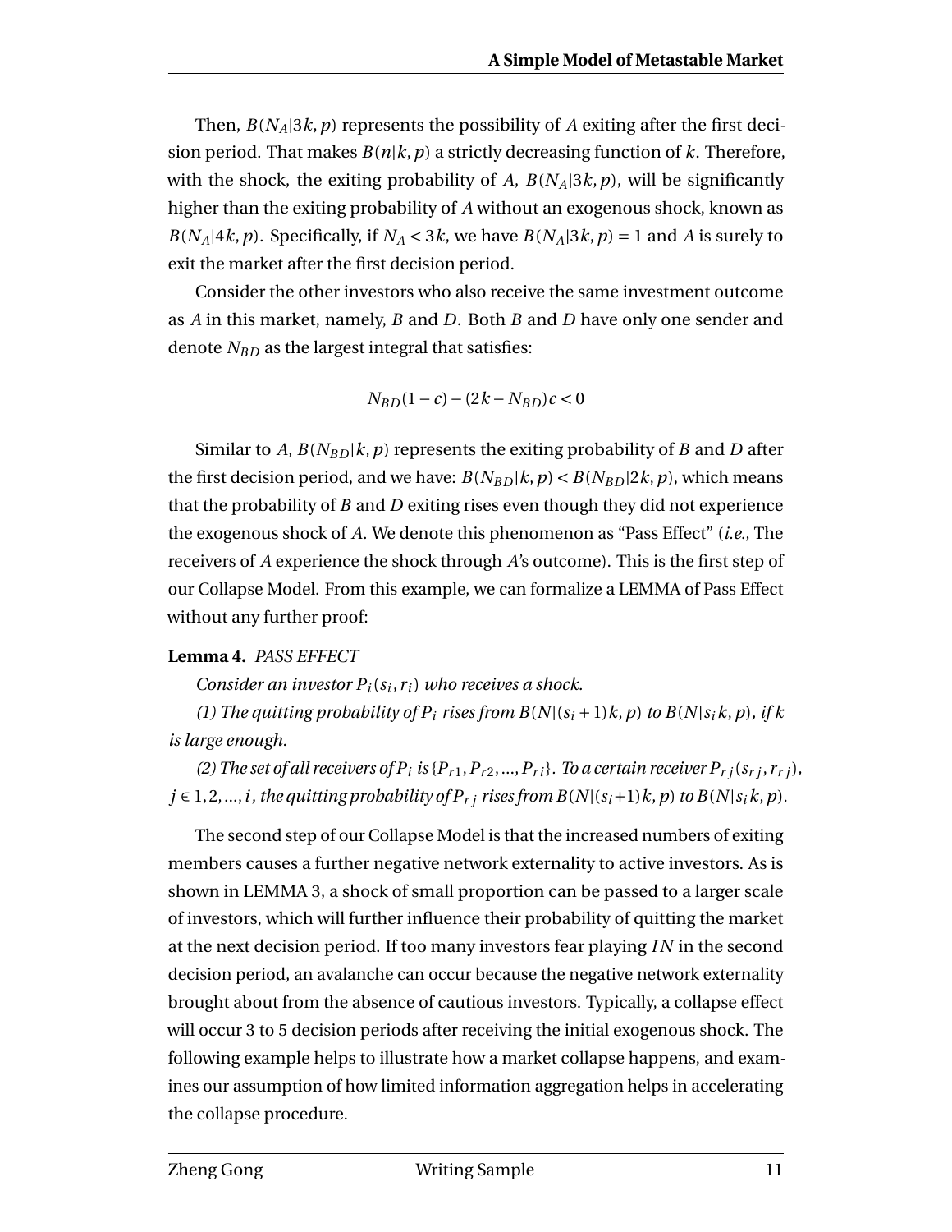Then, $B(N_A|3k, p)$ represents the possibility of $A$ exiting after the first decision period. That makes $B(n|k, p)$ a strictly decreasing function of $k$. Therefore, with the shock, the exiting probability of $A$, $B(N_A|3k, p)$, will be significantly higher than the exiting probability of $A$ without an exogenous shock, known as $B(N_A|4k, p)$. Specifically, if $N_A < 3k$, we have $B(N_A|3k, p) = 1$ and $A$ is surely to exit the market after the first decision period.

Consider the other investors who also receive the same investment outcome as $A$ in this market, namely, $B$ and $D$. Both $B$ and $D$ have only one sender and denote $N_{BD}$ as the largest integral that satisfies:

$$N_{BD}(1 - c) - (2k - N_{BD})c < 0$$

Similar to $A$, $B(N_{BD}|k, p)$ represents the exiting probability of $B$ and $D$ after the first decision period, and we have: $B(N_{BD}|k, p) < B(N_{BD}|2k, p)$, which means that the probability of $B$ and $D$ exiting rises even though they did not experience the exogenous shock of $A$. We denote this phenomenon as "Pass Effect" (*i.e.*, The receivers of $A$ experience the shock through $A$'s outcome). This is the first step of our Collapse Model. From this example, we can formalize a LEMMA of Pass Effect without any further proof:

**Lemma 4.** *PASS EFFECT*

*Consider an investor $P_i(s_i, r_i)$ who receives a shock.*

*(1) The quitting probability of $P_i$ rises from $B(N|(s_i + 1)k, p)$ to $B(N|s_i k, p)$, if $k$ is large enough.*

*(2) The set of all receivers of $P_i$ is $\{P_{r1}, P_{r2}, ..., P_{ri}\}$. To a certain receiver $P_{rj}(s_{rj}, r_{rj})$, $j \in 1, 2, ..., i$, the quitting probability of $P_{rj}$ rises from $B(N|(s_i+1)k, p)$ to $B(N|s_i k, p)$.*

The second step of our Collapse Model is that the increased numbers of exiting members causes a further negative network externality to active investors. As is shown in LEMMA 3, a shock of small proportion can be passed to a larger scale of investors, which will further influence their probability of quitting the market at the next decision period. If too many investors fear playing $IN$ in the second decision period, an avalanche can occur because the negative network externality brought about from the absence of cautious investors. Typically, a collapse effect will occur 3 to 5 decision periods after receiving the initial exogenous shock. The following example helps to illustrate how a market collapse happens, and examines our assumption of how limited information aggregation helps in accelerating the collapse procedure.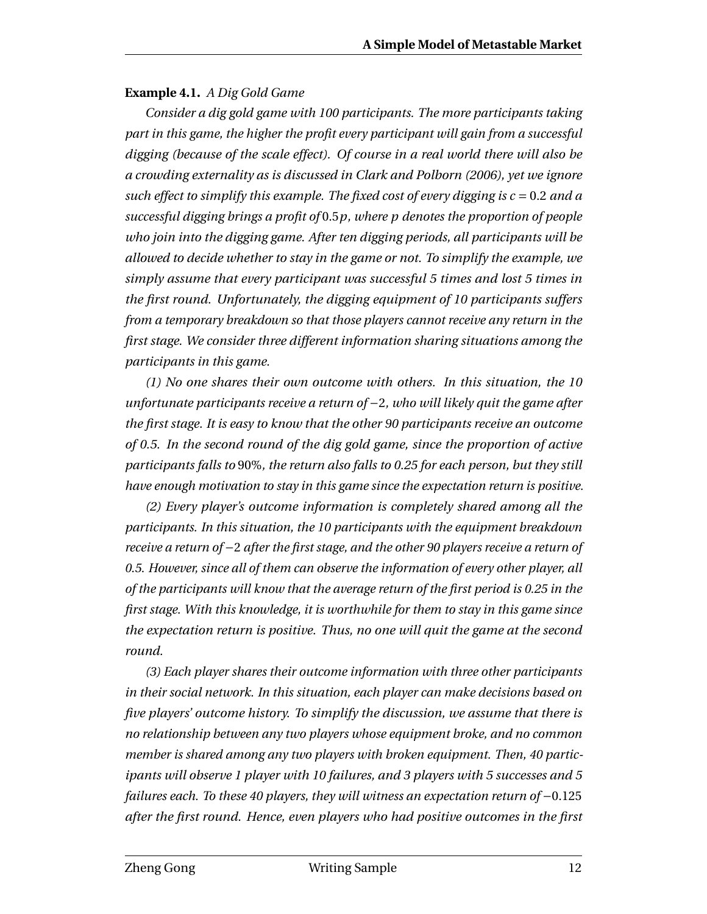**Example 4.1.** *A Dig Gold Game*

*Consider a dig gold game with 100 participants. The more participants taking part in this game, the higher the profit every participant will gain from a successful digging (because of the scale effect). Of course in a real world there will also be a crowding externality as is discussed in Clark and Polborn (2006), yet we ignore such effect to simplify this example. The fixed cost of every digging is $c = 0.2$ and a successful digging brings a profit of $0.5p$, where $p$ denotes the proportion of people who join into the digging game. After ten digging periods, all participants will be allowed to decide whether to stay in the game or not. To simplify the example, we simply assume that every participant was successful 5 times and lost 5 times in the first round. Unfortunately, the digging equipment of 10 participants suffers from a temporary breakdown so that those players cannot receive any return in the first stage. We consider three different information sharing situations among the participants in this game.*

*(1) No one shares their own outcome with others. In this situation, the 10 unfortunate participants receive a return of $-2$, who will likely quit the game after the first stage. It is easy to know that the other 90 participants receive an outcome of 0.5. In the second round of the dig gold game, since the proportion of active participants falls to 90%, the return also falls to 0.25 for each person, but they still have enough motivation to stay in this game since the expectation return is positive.*

*(2) Every player's outcome information is completely shared among all the participants. In this situation, the 10 participants with the equipment breakdown receive a return of $-2$ after the first stage, and the other 90 players receive a return of 0.5. However, since all of them can observe the information of every other player, all of the participants will know that the average return of the first period is 0.25 in the first stage. With this knowledge, it is worthwhile for them to stay in this game since the expectation return is positive. Thus, no one will quit the game at the second round.*

*(3) Each player shares their outcome information with three other participants in their social network. In this situation, each player can make decisions based on five players' outcome history. To simplify the discussion, we assume that there is no relationship between any two players whose equipment broke, and no common member is shared among any two players with broken equipment. Then, 40 participants will observe 1 player with 10 failures, and 3 players with 5 successes and 5 failures each. To these 40 players, they will witness an expectation return of $-0.125$ after the first round. Hence, even players who had positive outcomes in the first*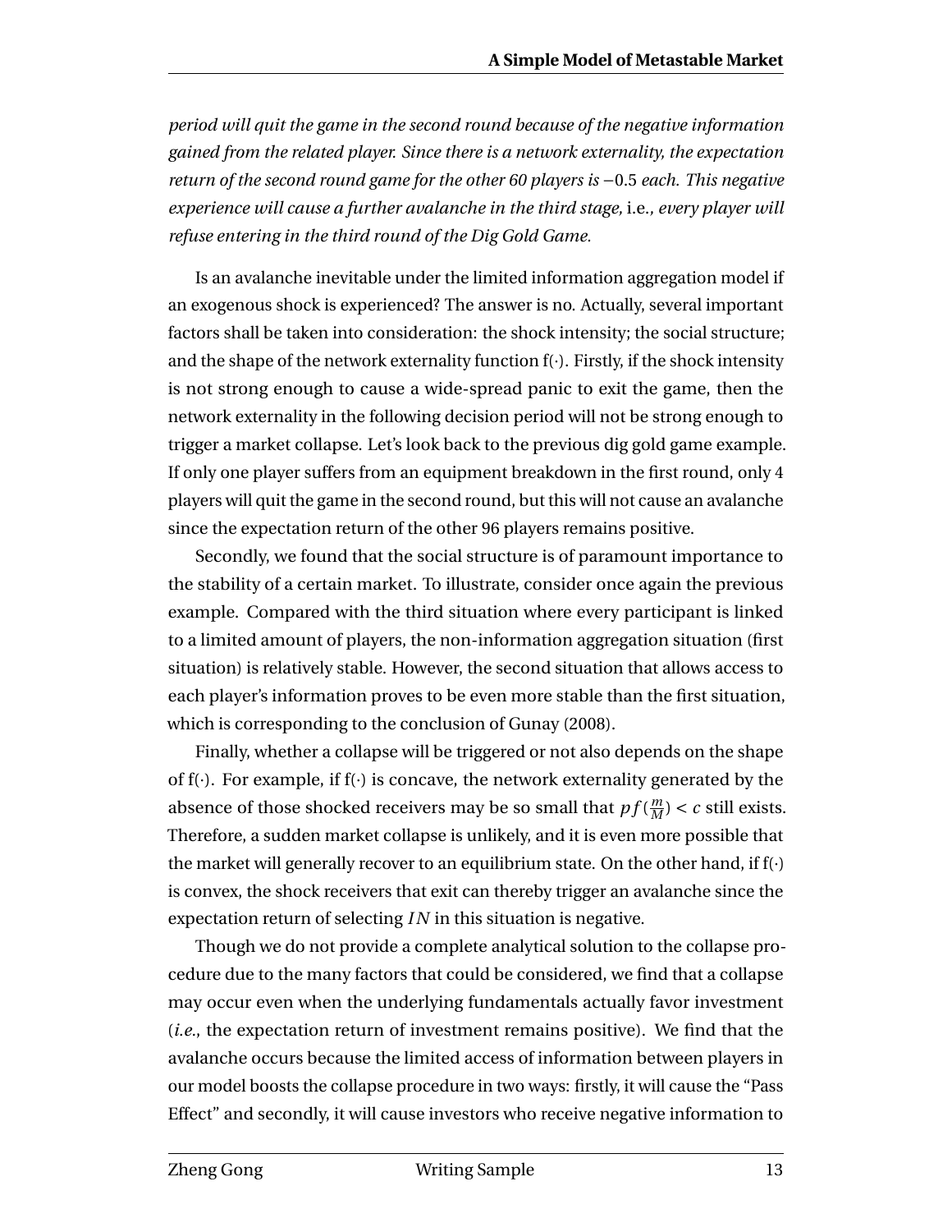*period will quit the game in the second round because of the negative information gained from the related player. Since there is a network externality, the expectation return of the second round game for the other 60 players is* $-0.5$ *each. This negative experience will cause a further avalanche in the third stage,* i.e.*, every player will refuse entering in the third round of the Dig Gold Game.*

Is an avalanche inevitable under the limited information aggregation model if an exogenous shock is experienced? The answer is no. Actually, several important factors shall be taken into consideration: the shock intensity; the social structure; and the shape of the network externality function f(·). Firstly, if the shock intensity is not strong enough to cause a wide-spread panic to exit the game, then the network externality in the following decision period will not be strong enough to trigger a market collapse. Let's look back to the previous dig gold game example. If only one player suffers from an equipment breakdown in the first round, only 4 players will quit the game in the second round, but this will not cause an avalanche since the expectation return of the other 96 players remains positive.

Secondly, we found that the social structure is of paramount importance to the stability of a certain market. To illustrate, consider once again the previous example. Compared with the third situation where every participant is linked to a limited amount of players, the non-information aggregation situation (first situation) is relatively stable. However, the second situation that allows access to each player's information proves to be even more stable than the first situation, which is corresponding to the conclusion of Gunay (2008).

Finally, whether a collapse will be triggered or not also depends on the shape of f(·). For example, if f(·) is concave, the network externality generated by the absence of those shocked receivers may be so small that $pf(\frac{m}{M}) < c$ still exists. Therefore, a sudden market collapse is unlikely, and it is even more possible that the market will generally recover to an equilibrium state. On the other hand, if f(·) is convex, the shock receivers that exit can thereby trigger an avalanche since the expectation return of selecting $IN$ in this situation is negative.

Though we do not provide a complete analytical solution to the collapse procedure due to the many factors that could be considered, we find that a collapse may occur even when the underlying fundamentals actually favor investment (*i.e.*, the expectation return of investment remains positive). We find that the avalanche occurs because the limited access of information between players in our model boosts the collapse procedure in two ways: firstly, it will cause the "Pass Effect" and secondly, it will cause investors who receive negative information to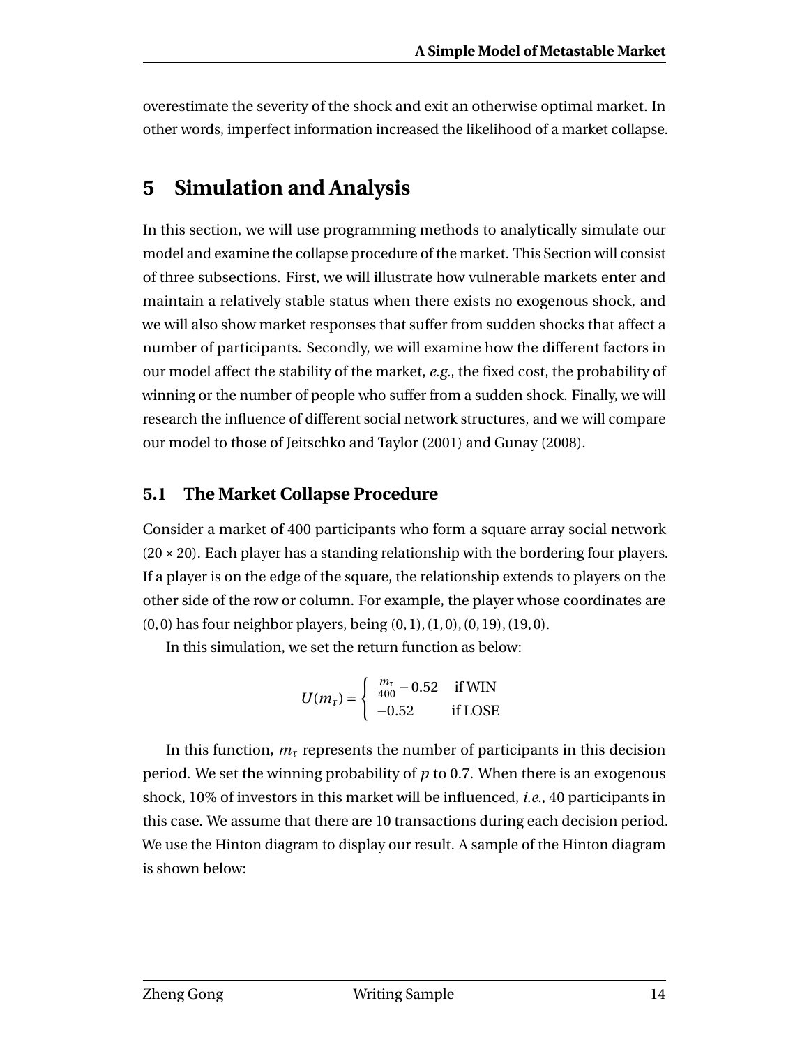overestimate the severity of the shock and exit an otherwise optimal market. In other words, imperfect information increased the likelihood of a market collapse.

# 5 Simulation and Analysis

In this section, we will use programming methods to analytically simulate our model and examine the collapse procedure of the market. This Section will consist of three subsections. First, we will illustrate how vulnerable markets enter and maintain a relatively stable status when there exists no exogenous shock, and we will also show market responses that suffer from sudden shocks that affect a number of participants. Secondly, we will examine how the different factors in our model affect the stability of the market, *e.g.*, the fixed cost, the probability of winning or the number of people who suffer from a sudden shock. Finally, we will research the influence of different social network structures, and we will compare our model to those of Jeitschko and Taylor (2001) and Gunay (2008).

## 5.1 The Market Collapse Procedure

Consider a market of 400 participants who form a square array social network ($20 \times 20$). Each player has a standing relationship with the bordering four players. If a player is on the edge of the square, the relationship extends to players on the other side of the row or column. For example, the player whose coordinates are $(0,0)$ has four neighbor players, being $(0,1),(1,0),(0,19),(19,0)$.

In this simulation, we set the return function as below:

$$U(m_\tau) = \begin{cases} \frac{m_\tau}{400} - 0.52 & \text{if WIN} \\ -0.52 & \text{if LOSE} \end{cases}$$

In this function, $m_\tau$ represents the number of participants in this decision period. We set the winning probability of $p$ to 0.7. When there is an exogenous shock, 10% of investors in this market will be influenced, *i.e.*, 40 participants in this case. We assume that there are 10 transactions during each decision period. We use the Hinton diagram to display our result. A sample of the Hinton diagram is shown below: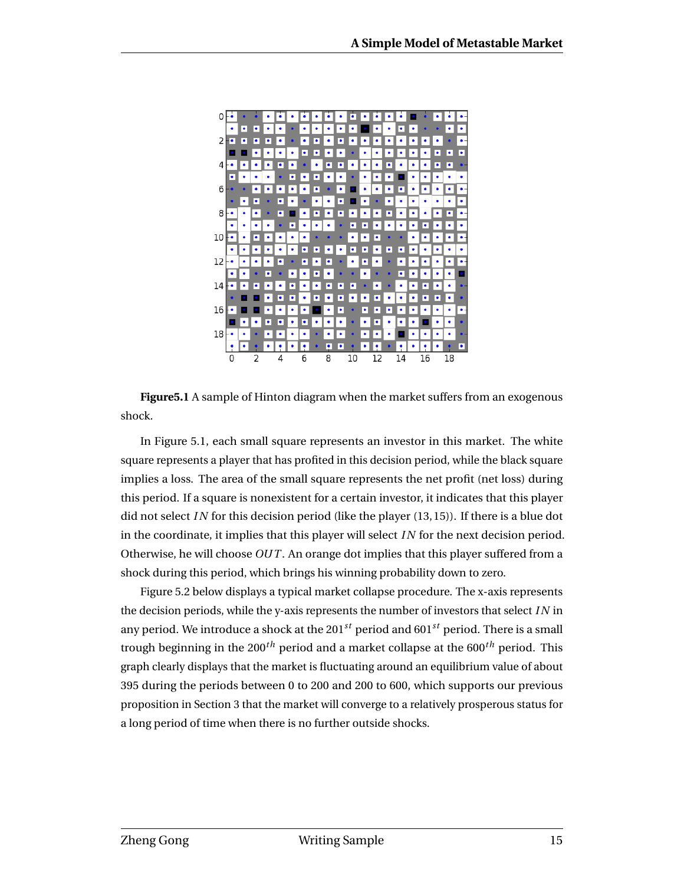**Figure5.1** A sample of Hinton diagram when the market suffers from an exogenous shock.

In Figure 5.1, each small square represents an investor in this market. The white square represents a player that has profited in this decision period, while the black square implies a loss. The area of the small square represents the net profit (net loss) during this period. If a square is nonexistent for a certain investor, it indicates that this player did not select $IN$ for this decision period (like the player (13, 15)). If there is a blue dot in the coordinate, it implies that this player will select $IN$ for the next decision period. Otherwise, he will choose $OUT$. An orange dot implies that this player suffered from a shock during this period, which brings his winning probability down to zero.

Figure 5.2 below displays a typical market collapse procedure. The x-axis represents the decision periods, while the y-axis represents the number of investors that select $IN$ in any period. We introduce a shock at the $201^{st}$ period and $601^{st}$ period. There is a small trough beginning in the $200^{th}$ period and a market collapse at the $600^{th}$ period. This graph clearly displays that the market is fluctuating around an equilibrium value of about 395 during the periods between 0 to 200 and 200 to 600, which supports our previous proposition in Section 3 that the market will converge to a relatively prosperous status for a long period of time when there is no further outside shocks.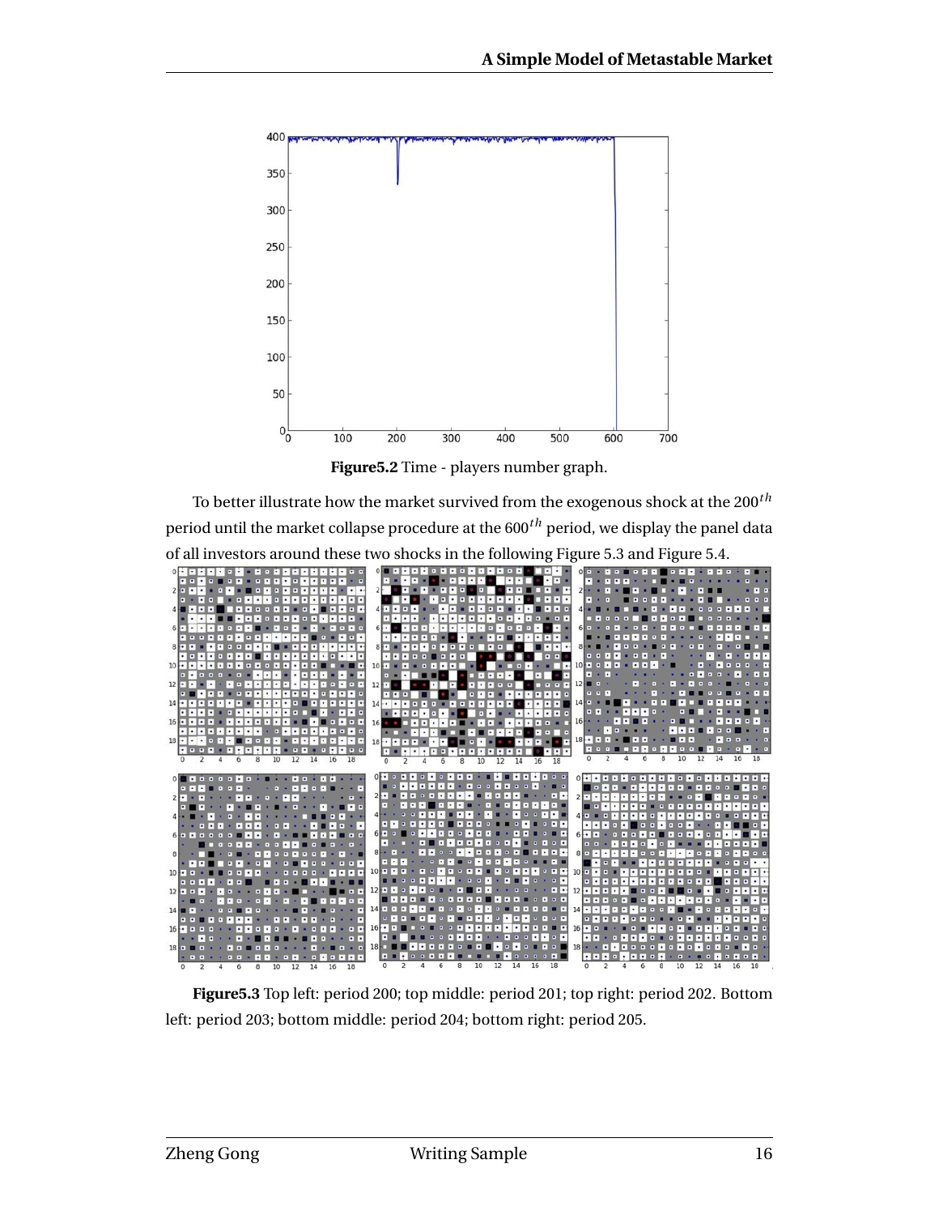**Figure5.2** Time - players number graph.

To better illustrate how the market survived from the exogenous shock at the $200^{th}$ period until the market collapse procedure at the $600^{th}$ period, we display the panel data of all investors around these two shocks in the following Figure 5.3 and Figure 5.4.

**Figure5.3** Top left: period 200; top middle: period 201; top right: period 202. Bottom left: period 203; bottom middle: period 204; bottom right: period 205.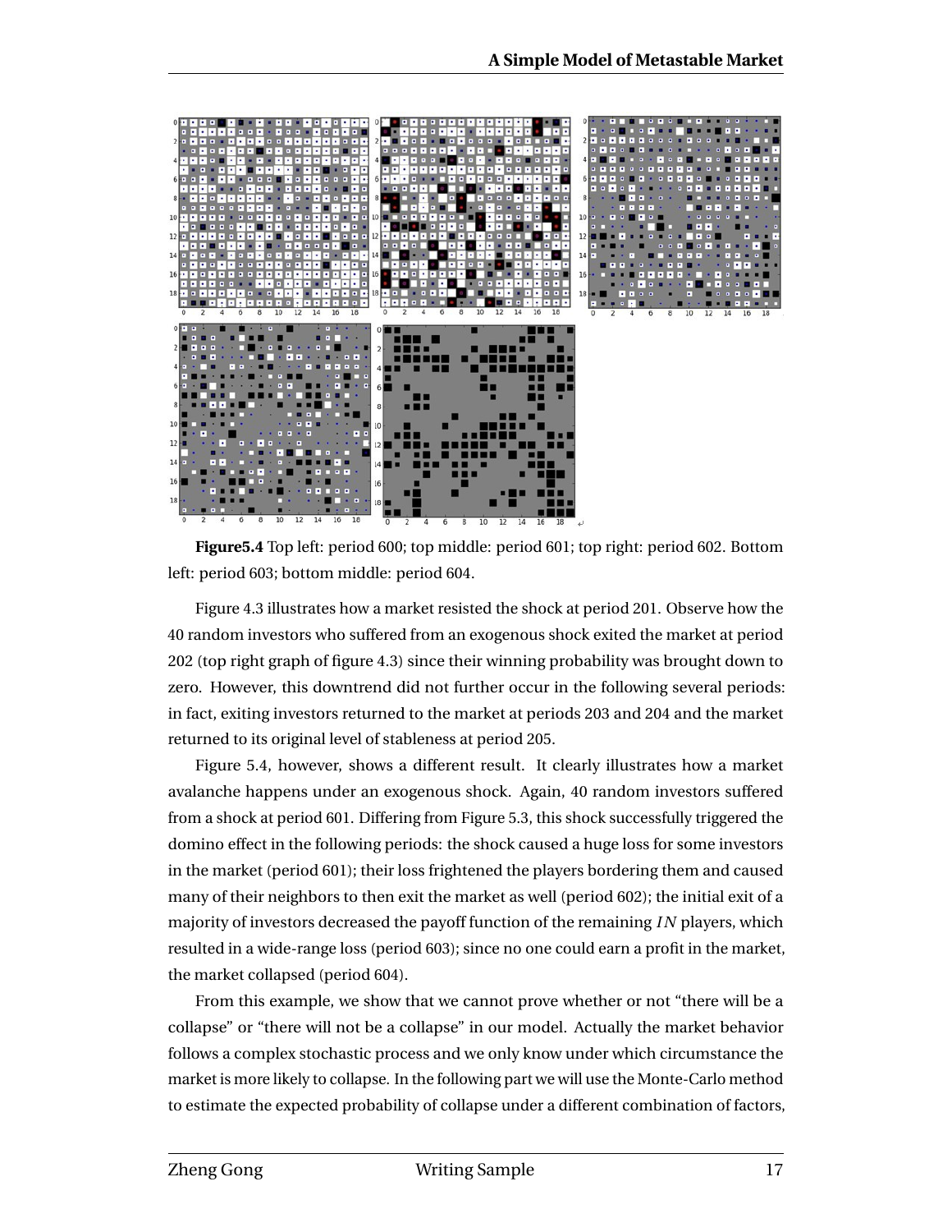**Figure5.4** Top left: period 600; top middle: period 601; top right: period 602. Bottom left: period 603; bottom middle: period 604.

Figure 4.3 illustrates how a market resisted the shock at period 201. Observe how the 40 random investors who suffered from an exogenous shock exited the market at period 202 (top right graph of figure 4.3) since their winning probability was brought down to zero. However, this downtrend did not further occur in the following several periods: in fact, exiting investors returned to the market at periods 203 and 204 and the market returned to its original level of stableness at period 205.

Figure 5.4, however, shows a different result. It clearly illustrates how a market avalanche happens under an exogenous shock. Again, 40 random investors suffered from a shock at period 601. Differing from Figure 5.3, this shock successfully triggered the domino effect in the following periods: the shock caused a huge loss for some investors in the market (period 601); their loss frightened the players bordering them and caused many of their neighbors to then exit the market as well (period 602); the initial exit of a majority of investors decreased the payoff function of the remaining $IN$ players, which resulted in a wide-range loss (period 603); since no one could earn a profit in the market, the market collapsed (period 604).

From this example, we show that we cannot prove whether or not "there will be a collapse" or "there will not be a collapse" in our model. Actually the market behavior follows a complex stochastic process and we only know under which circumstance the market is more likely to collapse. In the following part we will use the Monte-Carlo method to estimate the expected probability of collapse under a different combination of factors,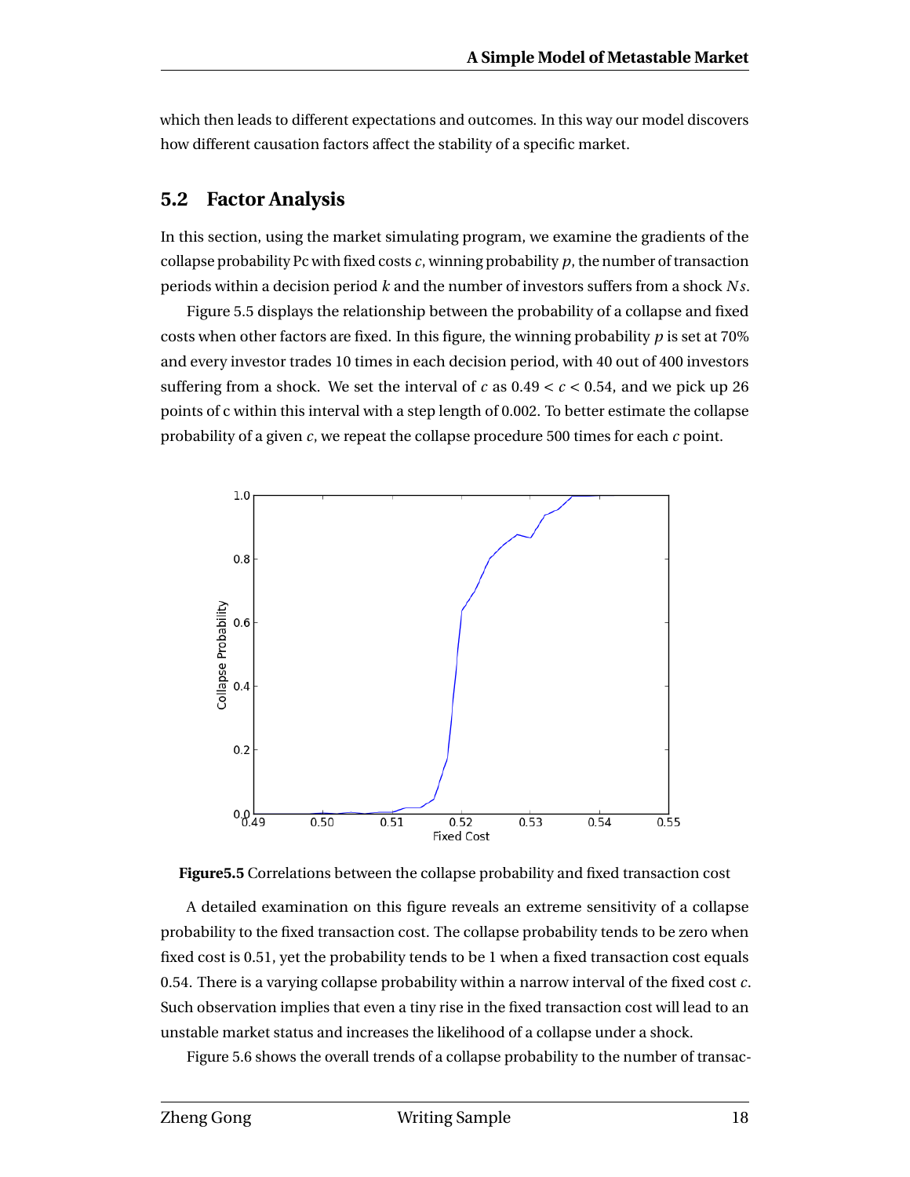which then leads to different expectations and outcomes. In this way our model discovers how different causation factors affect the stability of a specific market.

## 5.2 Factor Analysis

In this section, using the market simulating program, we examine the gradients of the collapse probability Pc with fixed costs $c$, winning probability $p$, the number of transaction periods within a decision period $k$ and the number of investors suffers from a shock $Ns$.

Figure 5.5 displays the relationship between the probability of a collapse and fixed costs when other factors are fixed. In this figure, the winning probability $p$ is set at 70% and every investor trades 10 times in each decision period, with 40 out of 400 investors suffering from a shock. We set the interval of $c$ as $0.49 < c < 0.54$, and we pick up 26 points of c within this interval with a step length of 0.002. To better estimate the collapse probability of a given $c$, we repeat the collapse procedure 500 times for each $c$ point.

**Figure5.5** Correlations between the collapse probability and fixed transaction cost

A detailed examination on this figure reveals an extreme sensitivity of a collapse probability to the fixed transaction cost. The collapse probability tends to be zero when fixed cost is 0.51, yet the probability tends to be 1 when a fixed transaction cost equals 0.54. There is a varying collapse probability within a narrow interval of the fixed cost $c$. Such observation implies that even a tiny rise in the fixed transaction cost will lead to an unstable market status and increases the likelihood of a collapse under a shock.

Figure 5.6 shows the overall trends of a collapse probability to the number of transac-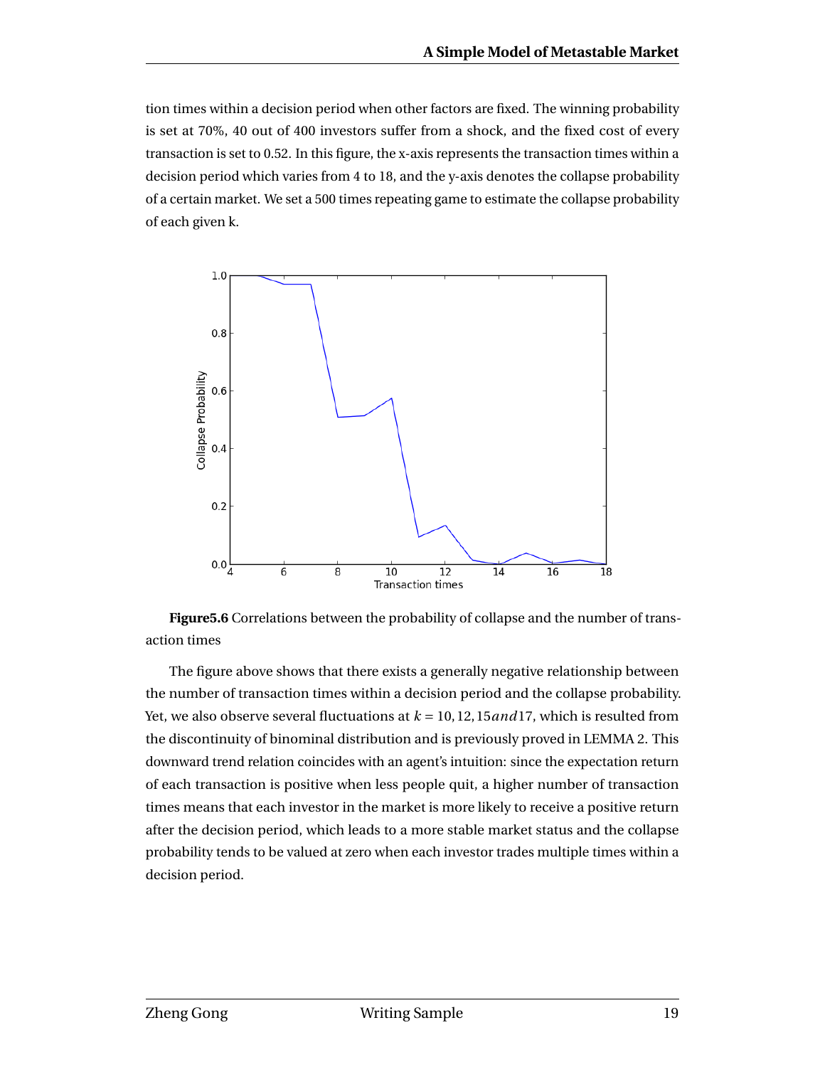tion times within a decision period when other factors are fixed. The winning probability is set at 70%, 40 out of 400 investors suffer from a shock, and the fixed cost of every transaction is set to 0.52. In this figure, the x-axis represents the transaction times within a decision period which varies from 4 to 18, and the y-axis denotes the collapse probability of a certain market. We set a 500 times repeating game to estimate the collapse probability of each given k.

**Figure5.6** Correlations between the probability of collapse and the number of transaction times

The figure above shows that there exists a generally negative relationship between the number of transaction times within a decision period and the collapse probability. Yet, we also observe several fluctuations at $k = 10, 12, 15 and 17$, which is resulted from the discontinuity of binominal distribution and is previously proved in LEMMA 2. This downward trend relation coincides with an agent's intuition: since the expectation return of each transaction is positive when less people quit, a higher number of transaction times means that each investor in the market is more likely to receive a positive return after the decision period, which leads to a more stable market status and the collapse probability tends to be valued at zero when each investor trades multiple times within a decision period.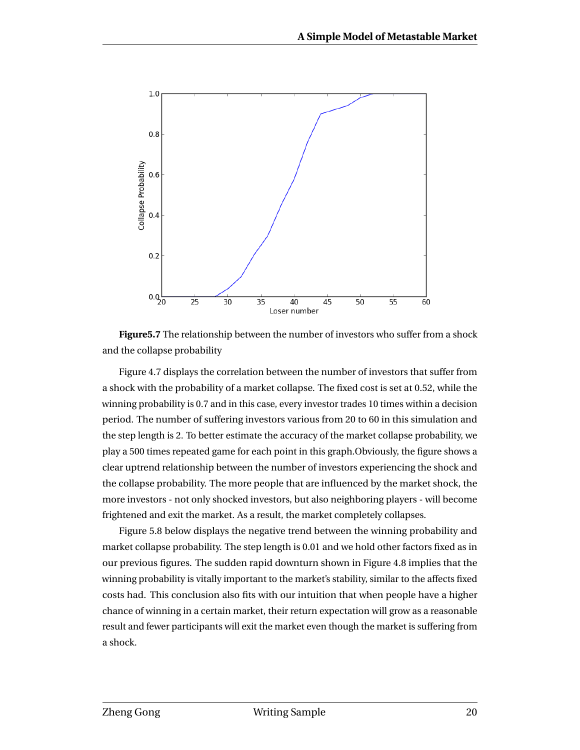**Figure5.7** The relationship between the number of investors who suffer from a shock and the collapse probability

Figure 4.7 displays the correlation between the number of investors that suffer from a shock with the probability of a market collapse. The fixed cost is set at 0.52, while the winning probability is 0.7 and in this case, every investor trades 10 times within a decision period. The number of suffering investors various from 20 to 60 in this simulation and the step length is 2. To better estimate the accuracy of the market collapse probability, we play a 500 times repeated game for each point in this graph.Obviously, the figure shows a clear uptrend relationship between the number of investors experiencing the shock and the collapse probability. The more people that are influenced by the market shock, the more investors - not only shocked investors, but also neighboring players - will become frightened and exit the market. As a result, the market completely collapses.

Figure 5.8 below displays the negative trend between the winning probability and market collapse probability. The step length is 0.01 and we hold other factors fixed as in our previous figures. The sudden rapid downturn shown in Figure 4.8 implies that the winning probability is vitally important to the market's stability, similar to the affects fixed costs had. This conclusion also fits with our intuition that when people have a higher chance of winning in a certain market, their return expectation will grow as a reasonable result and fewer participants will exit the market even though the market is suffering from a shock.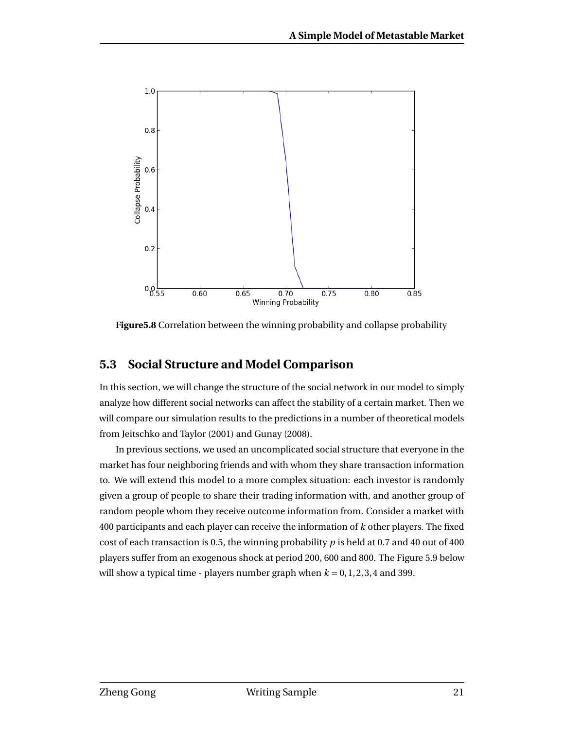Figure5.8 Correlation between the winning probability and collapse probability

## 5.3 Social Structure and Model Comparison

In this section, we will change the structure of the social network in our model to simply analyze how different social networks can affect the stability of a certain market. Then we will compare our simulation results to the predictions in a number of theoretical models from Jeitschko and Taylor (2001) and Gunay (2008).

In previous sections, we used an uncomplicated social structure that everyone in the market has four neighboring friends and with whom they share transaction information to. We will extend this model to a more complex situation: each investor is randomly given a group of people to share their trading information with, and another group of random people whom they receive outcome information from. Consider a market with 400 participants and each player can receive the information of $k$ other players. The fixed cost of each transaction is 0.5, the winning probability $p$ is held at 0.7 and 40 out of 400 players suffer from an exogenous shock at period 200, 600 and 800. The Figure 5.9 below will show a typical time - players number graph when $k = 0, 1, 2, 3, 4$ and 399.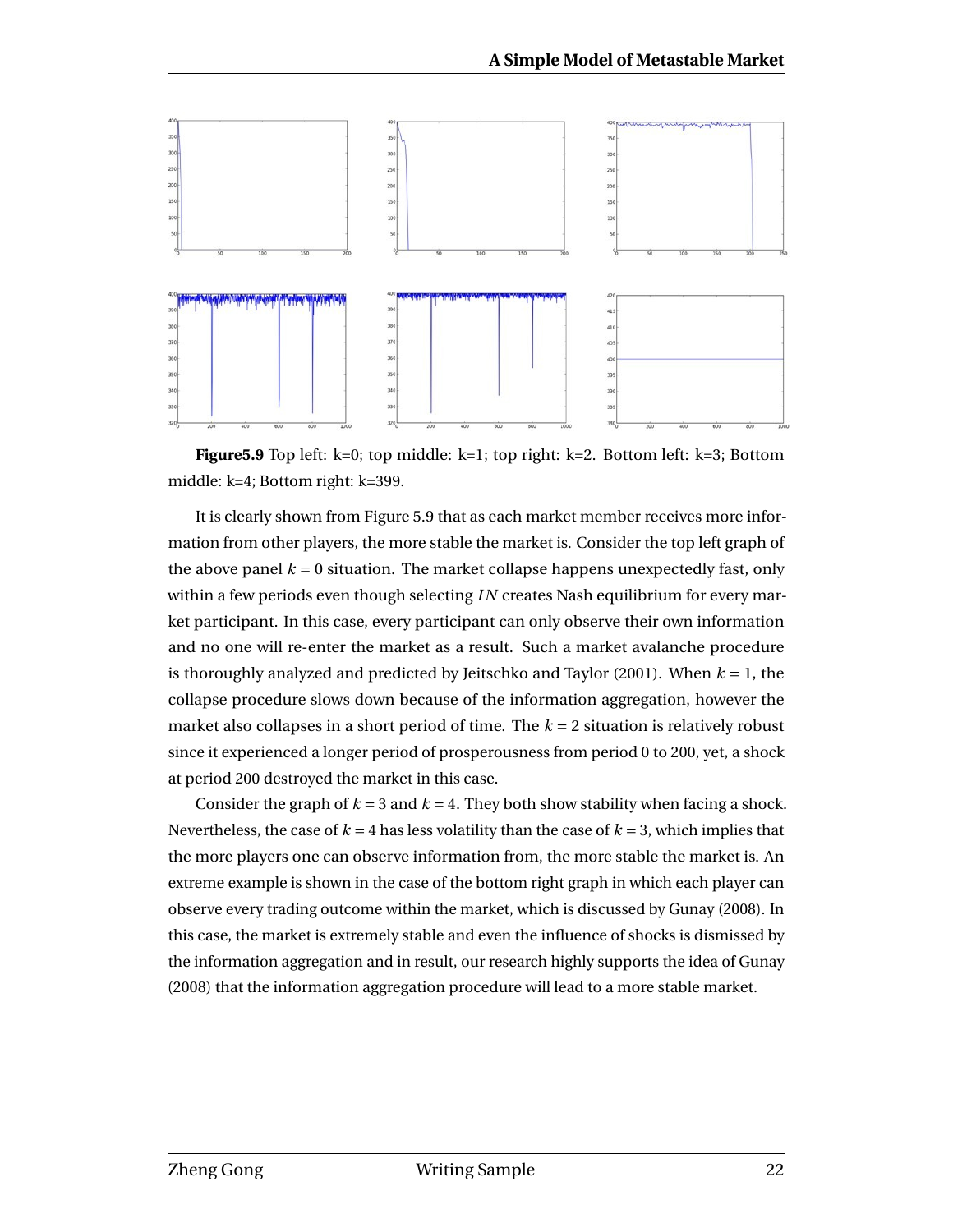**Figure5.9** Top left: k=0; top middle: k=1; top right: k=2. Bottom left: k=3; Bottom middle: k=4; Bottom right: k=399.

It is clearly shown from Figure 5.9 that as each market member receives more information from other players, the more stable the market is. Consider the top left graph of the above panel $k = 0$ situation. The market collapse happens unexpectedly fast, only within a few periods even though selecting $IN$ creates Nash equilibrium for every market participant. In this case, every participant can only observe their own information and no one will re-enter the market as a result. Such a market avalanche procedure is thoroughly analyzed and predicted by Jeitschko and Taylor (2001). When $k = 1$, the collapse procedure slows down because of the information aggregation, however the market also collapses in a short period of time. The $k = 2$ situation is relatively robust since it experienced a longer period of prosperousness from period 0 to 200, yet, a shock at period 200 destroyed the market in this case.

Consider the graph of $k = 3$ and $k = 4$. They both show stability when facing a shock. Nevertheless, the case of $k = 4$ has less volatility than the case of $k = 3$, which implies that the more players one can observe information from, the more stable the market is. An extreme example is shown in the case of the bottom right graph in which each player can observe every trading outcome within the market, which is discussed by Gunay (2008). In this case, the market is extremely stable and even the influence of shocks is dismissed by the information aggregation and in result, our research highly supports the idea of Gunay (2008) that the information aggregation procedure will lead to a more stable market.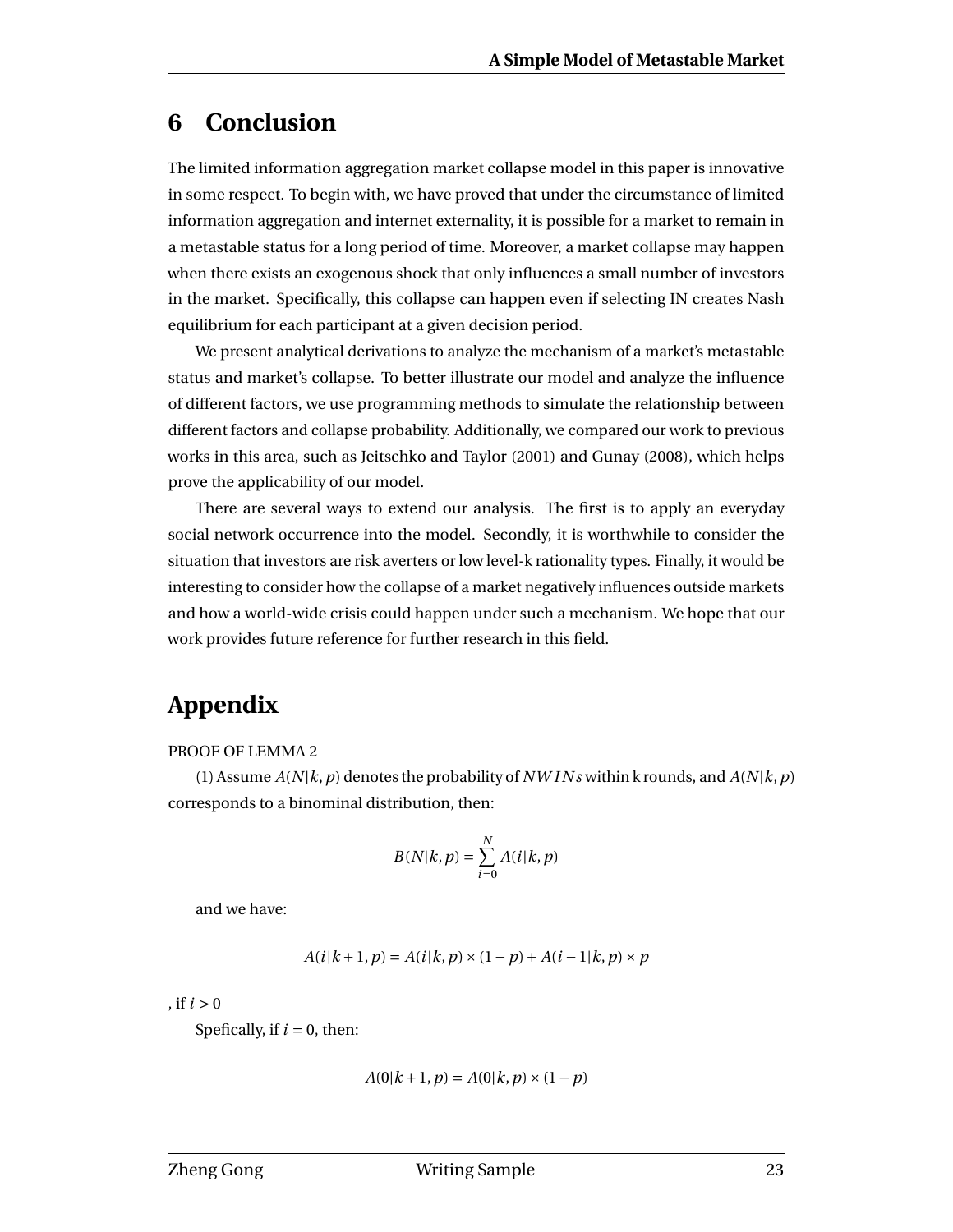## 6 Conclusion

The limited information aggregation market collapse model in this paper is innovative in some respect. To begin with, we have proved that under the circumstance of limited information aggregation and internet externality, it is possible for a market to remain in a metastable status for a long period of time. Moreover, a market collapse may happen when there exists an exogenous shock that only influences a small number of investors in the market. Specifically, this collapse can happen even if selecting IN creates Nash equilibrium for each participant at a given decision period.

We present analytical derivations to analyze the mechanism of a market's metastable status and market's collapse. To better illustrate our model and analyze the influence of different factors, we use programming methods to simulate the relationship between different factors and collapse probability. Additionally, we compared our work to previous works in this area, such as Jeitschko and Taylor (2001) and Gunay (2008), which helps prove the applicability of our model.

There are several ways to extend our analysis. The first is to apply an everyday social network occurrence into the model. Secondly, it is worthwhile to consider the situation that investors are risk averters or low level-k rationality types. Finally, it would be interesting to consider how the collapse of a market negatively influences outside markets and how a world-wide crisis could happen under such a mechanism. We hope that our work provides future reference for further research in this field.

## Appendix

PROOF OF LEMMA 2

(1) Assume $A(N|k,p)$ denotes the probability of $NWINs$ within k rounds, and $A(N|k,p)$ corresponds to a binominal distribution, then:

$$B(N|k,p) = \sum_{i=0}^{N} A(i|k,p)$$

and we have:

$$A(i|k+1,p) = A(i|k,p) \times (1-p) + A(i-1|k,p) \times p$$

, if $i > 0$

Spefically, if $i = 0$, then:

$$A(0|k+1,p) = A(0|k,p) \times (1-p)$$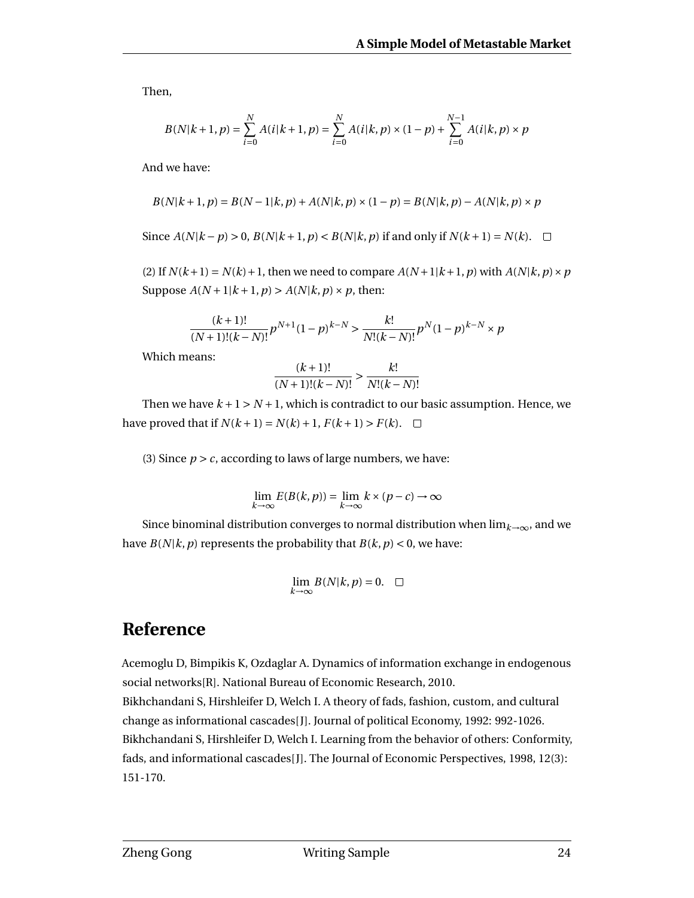Then,

$$B(N|k+1,p) = \sum_{i=0}^{N} A(i|k+1,p) = \sum_{i=0}^{N} A(i|k,p) \times (1-p) + \sum_{i=0}^{N-1} A(i|k,p) \times p$$

And we have:

$$B(N|k+1,p) = B(N-1|k,p) + A(N|k,p) \times (1-p) = B(N|k,p) - A(N|k,p) \times p$$

Since $A(N|k-p) > 0$, $B(N|k+1,p) < B(N|k,p)$ if and only if $N(k+1) = N(k)$. □

(2) If $N(k+1) = N(k)+1$, then we need to compare $A(N+1|k+1,p)$ with $A(N|k,p) \times p$ Suppose $A(N+1|k+1,p) > A(N|k,p) \times p$, then:

$$\frac{(k+1)!}{(N+1)!(k-N)!} p^{N+1}(1-p)^{k-N} > \frac{k!}{N!(k-N)!} p^{N}(1-p)^{k-N} \times p$$

Which means:

$$\frac{(k+1)!}{(N+1)!(k-N)!} > \frac{k!}{N!(k-N)!}$$

Then we have $k+1 > N+1$, which is contradict to our basic assumption. Hence, we have proved that if $N(k+1) = N(k)+1$, $F(k+1) > F(k)$. □

(3) Since $p > c$, according to laws of large numbers, we have:

$$\lim_{k\to\infty} E(B(k,p)) = \lim_{k\to\infty} k \times (p-c) \to \infty$$

Since binominal distribution converges to normal distribution when $\lim_{k\to\infty}$, and we have $B(N|k,p)$ represents the probability that $B(k,p) < 0$, we have:

$$\lim_{k\to\infty} B(N|k,p) = 0. \quad \square$$

## Reference

Acemoglu D, Bimpikis K, Ozdaglar A. Dynamics of information exchange in endogenous social networks[R]. National Bureau of Economic Research, 2010.

Bikhchandani S, Hirshleifer D, Welch I. A theory of fads, fashion, custom, and cultural change as informational cascades[J]. Journal of political Economy, 1992: 992-1026.

Bikhchandani S, Hirshleifer D, Welch I. Learning from the behavior of others: Conformity, fads, and informational cascades[J]. The Journal of Economic Perspectives, 1998, 12(3): 151-170.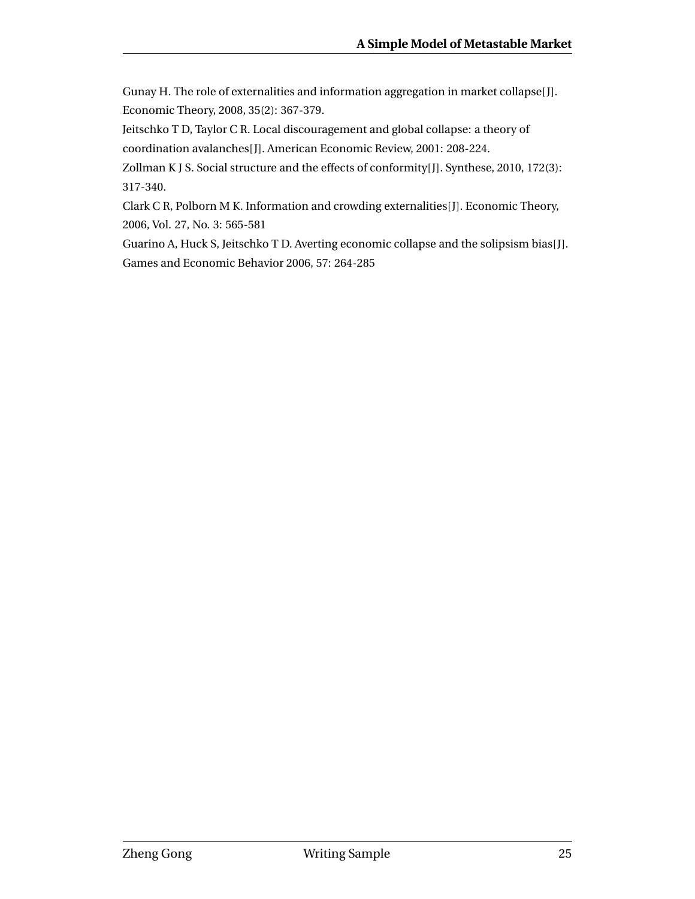Gunay H. The role of externalities and information aggregation in market collapse[J]. Economic Theory, 2008, 35(2): 367-379.

Jeitschko T D, Taylor C R. Local discouragement and global collapse: a theory of coordination avalanches[J]. American Economic Review, 2001: 208-224.

Zollman K J S. Social structure and the effects of conformity[J]. Synthese, 2010, 172(3): 317-340.

Clark C R, Polborn M K. Information and crowding externalities[J]. Economic Theory, 2006, Vol. 27, No. 3: 565-581

Guarino A, Huck S, Jeitschko T D. Averting economic collapse and the solipsism bias[J]. Games and Economic Behavior 2006, 57: 264-285